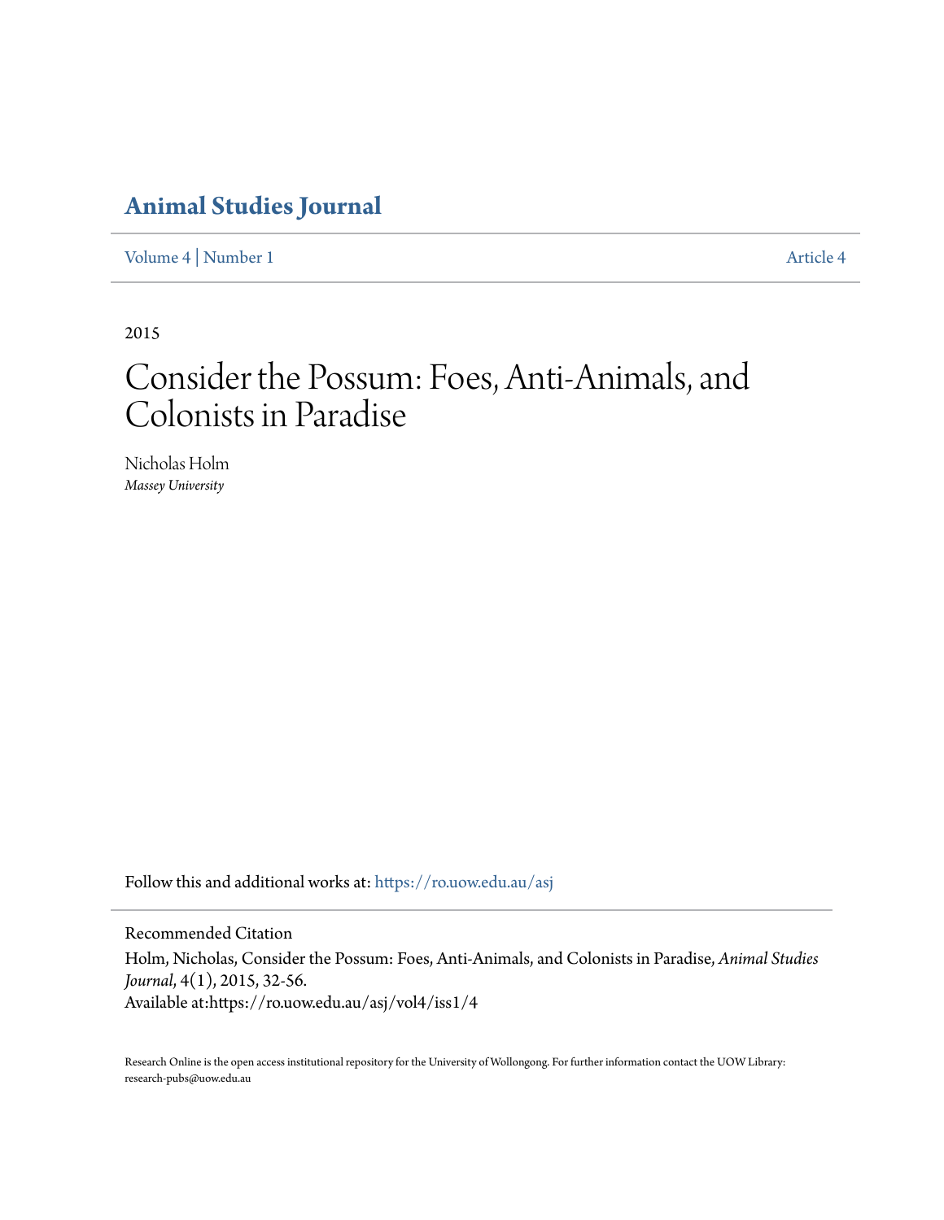# Animal Studies Journal

Volume 4 | Number 1 Article 4

2015

## Consider the Possum: Foes, Anti-Animals, and Colonists in Paradise

Nicholas Holm
*Massey University*

Follow this and additional works at: https://ro.uow.edu.au/asj

Recommended Citation

Holm, Nicholas, Consider the Possum: Foes, Anti-Animals, and Colonists in Paradise, *Animal Studies Journal*, 4(1), 2015, 32-56.
Available at:https://ro.uow.edu.au/asj/vol4/iss1/4

Research Online is the open access institutional repository for the University of Wollongong. For further information contact the UOW Library: research-pubs@uow.edu.au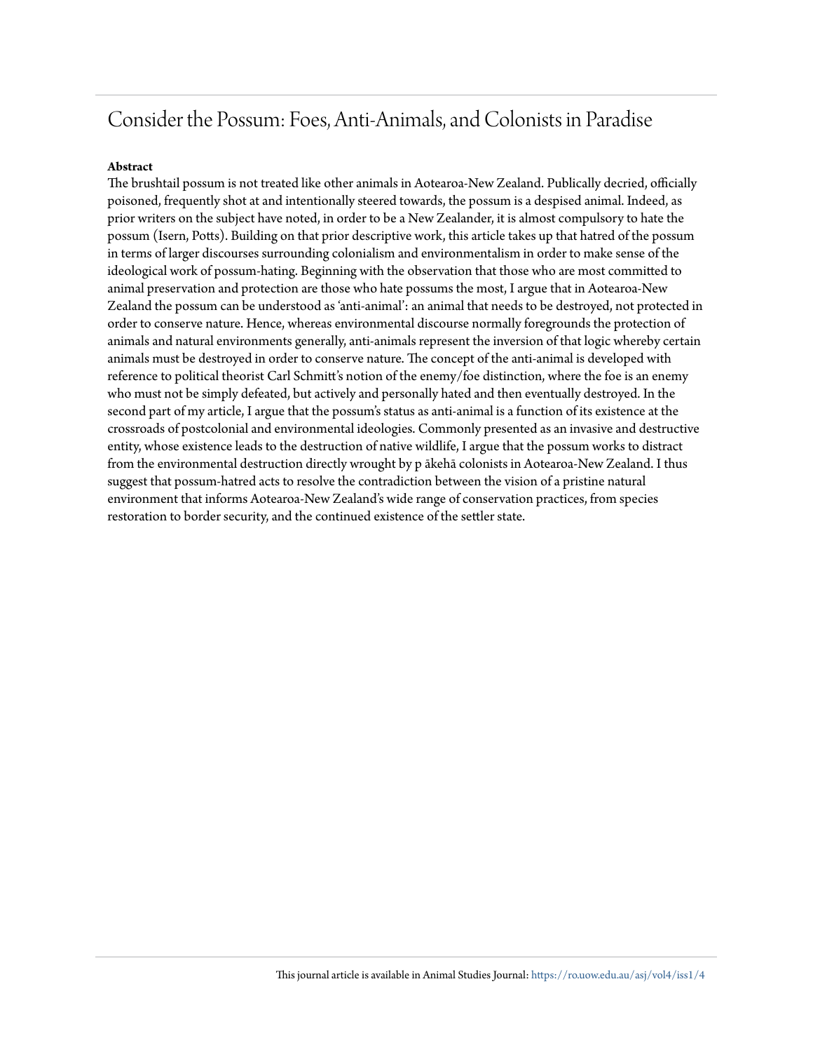# Consider the Possum: Foes, Anti-Animals, and Colonists in Paradise

**Abstract**

The brushtail possum is not treated like other animals in Aotearoa-New Zealand. Publically decried, officially poisoned, frequently shot at and intentionally steered towards, the possum is a despised animal. Indeed, as prior writers on the subject have noted, in order to be a New Zealander, it is almost compulsory to hate the possum (Isern, Potts). Building on that prior descriptive work, this article takes up that hatred of the possum in terms of larger discourses surrounding colonialism and environmentalism in order to make sense of the ideological work of possum-hating. Beginning with the observation that those who are most committed to animal preservation and protection are those who hate possums the most, I argue that in Aotearoa-New Zealand the possum can be understood as 'anti-animal': an animal that needs to be destroyed, not protected in order to conserve nature. Hence, whereas environmental discourse normally foregrounds the protection of animals and natural environments generally, anti-animals represent the inversion of that logic whereby certain animals must be destroyed in order to conserve nature. The concept of the anti-animal is developed with reference to political theorist Carl Schmitt's notion of the enemy/foe distinction, where the foe is an enemy who must not be simply defeated, but actively and personally hated and then eventually destroyed. In the second part of my article, I argue that the possum's status as anti-animal is a function of its existence at the crossroads of postcolonial and environmental ideologies. Commonly presented as an invasive and destructive entity, whose existence leads to the destruction of native wildlife, I argue that the possum works to distract from the environmental destruction directly wrought by p ākehā colonists in Aotearoa-New Zealand. I thus suggest that possum-hatred acts to resolve the contradiction between the vision of a pristine natural environment that informs Aotearoa-New Zealand's wide range of conservation practices, from species restoration to border security, and the continued existence of the settler state.

This journal article is available in Animal Studies Journal: https://ro.uow.edu.au/asj/vol4/iss1/4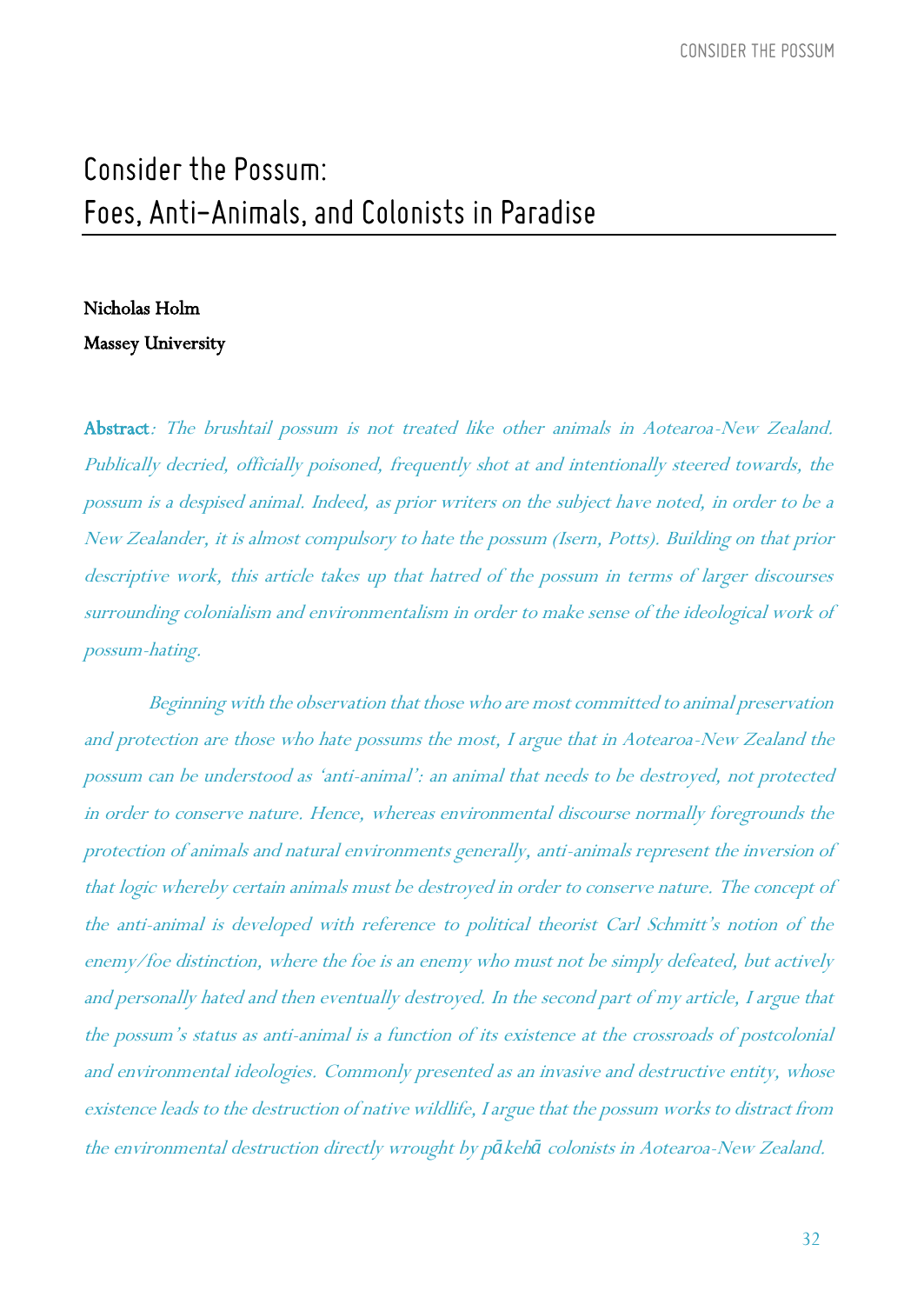# Consider the Possum: Foes, Anti-Animals, and Colonists in Paradise

**Nicholas Holm**
**Massey University**

**Abstract**: *The brushtail possum is not treated like other animals in Aotearoa-New Zealand. Publically decried, officially poisoned, frequently shot at and intentionally steered towards, the possum is a despised animal. Indeed, as prior writers on the subject have noted, in order to be a New Zealander, it is almost compulsory to hate the possum (Isern, Potts). Building on that prior descriptive work, this article takes up that hatred of the possum in terms of larger discourses surrounding colonialism and environmentalism in order to make sense of the ideological work of possum-hating.*

*Beginning with the observation that those who are most committed to animal preservation and protection are those who hate possums the most, I argue that in Aotearoa-New Zealand the possum can be understood as 'anti-animal': an animal that needs to be destroyed, not protected in order to conserve nature. Hence, whereas environmental discourse normally foregrounds the protection of animals and natural environments generally, anti-animals represent the inversion of that logic whereby certain animals must be destroyed in order to conserve nature. The concept of the anti-animal is developed with reference to political theorist Carl Schmitt's notion of the enemy/foe distinction, where the foe is an enemy who must not be simply defeated, but actively and personally hated and then eventually destroyed. In the second part of my article, I argue that the possum's status as anti-animal is a function of its existence at the crossroads of postcolonial and environmental ideologies. Commonly presented as an invasive and destructive entity, whose existence leads to the destruction of native wildlife, I argue that the possum works to distract from the environmental destruction directly wrought by pākehā colonists in Aotearoa-New Zealand.*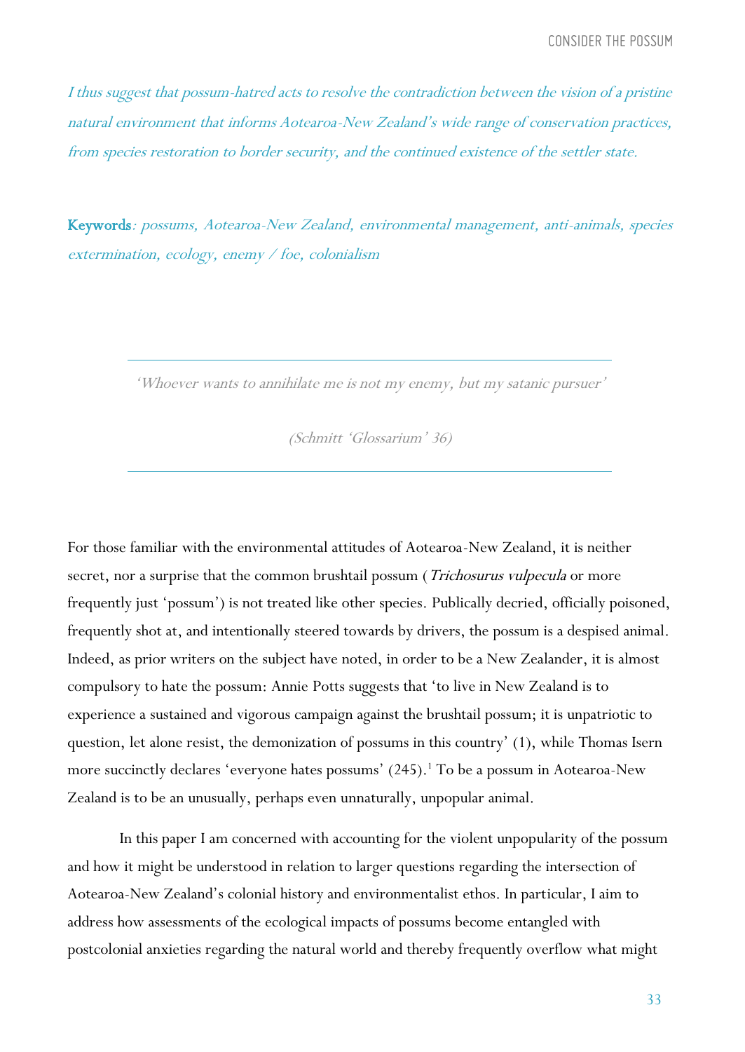*I thus suggest that possum-hatred acts to resolve the contradiction between the vision of a pristine natural environment that informs Aotearoa-New Zealand's wide range of conservation practices, from species restoration to border security, and the continued existence of the settler state.*

**Keywords**: *possums, Aotearoa-New Zealand, environmental management, anti-animals, species extermination, ecology, enemy / foe, colonialism*

---

*'Whoever wants to annihilate me is not my enemy, but my satanic pursuer'*

*(Schmitt 'Glossarium' 36)*

---

For those familiar with the environmental attitudes of Aotearoa-New Zealand, it is neither secret, nor a surprise that the common brushtail possum (*Trichosurus vulpecula* or more frequently just 'possum') is not treated like other species. Publically decried, officially poisoned, frequently shot at, and intentionally steered towards by drivers, the possum is a despised animal. Indeed, as prior writers on the subject have noted, in order to be a New Zealander, it is almost compulsory to hate the possum: Annie Potts suggests that 'to live in New Zealand is to experience a sustained and vigorous campaign against the brushtail possum; it is unpatriotic to question, let alone resist, the demonization of possums in this country' (1), while Thomas Isern more succinctly declares 'everyone hates possums' (245).[1] To be a possum in Aotearoa-New Zealand is to be an unusually, perhaps even unnaturally, unpopular animal.

In this paper I am concerned with accounting for the violent unpopularity of the possum and how it might be understood in relation to larger questions regarding the intersection of Aotearoa-New Zealand's colonial history and environmentalist ethos. In particular, I aim to address how assessments of the ecological impacts of possums become entangled with postcolonial anxieties regarding the natural world and thereby frequently overflow what might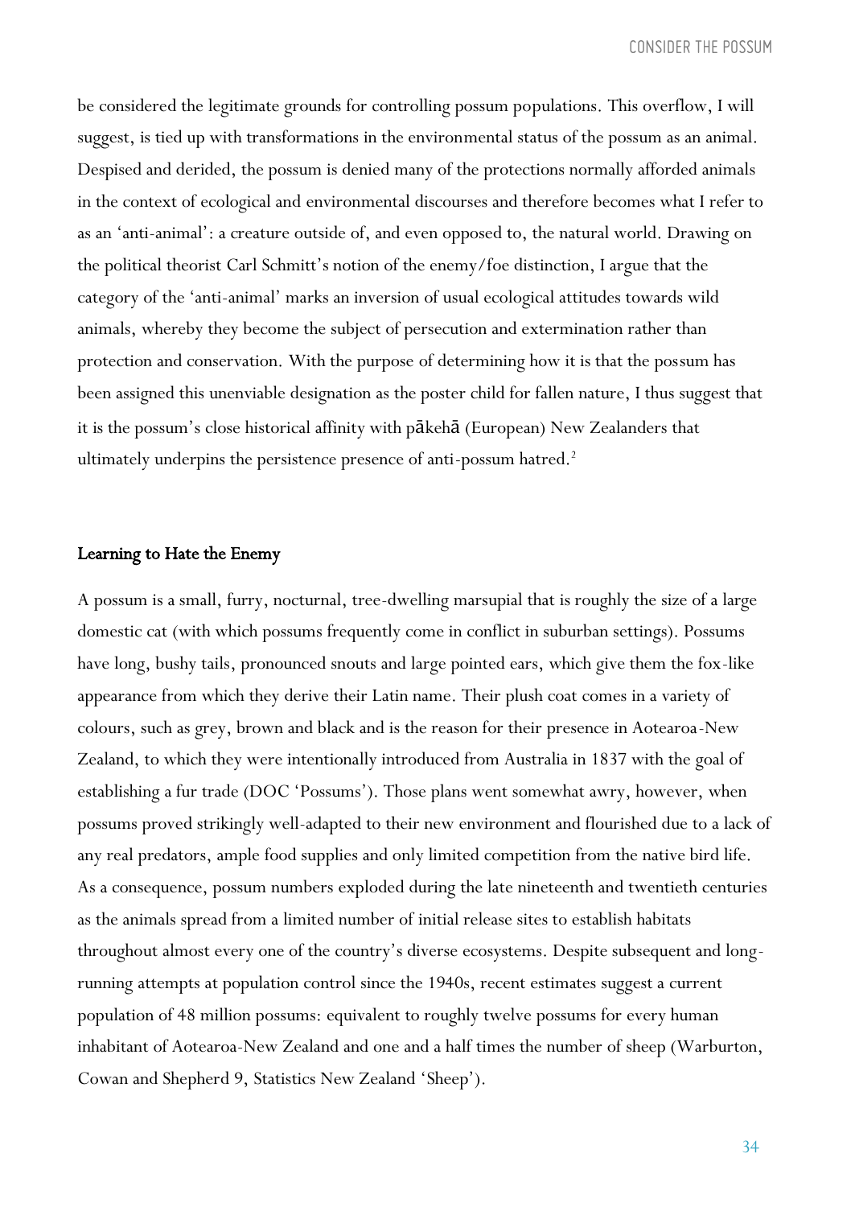be considered the legitimate grounds for controlling possum populations. This overflow, I will suggest, is tied up with transformations in the environmental status of the possum as an animal. Despised and derided, the possum is denied many of the protections normally afforded animals in the context of ecological and environmental discourses and therefore becomes what I refer to as an 'anti-animal': a creature outside of, and even opposed to, the natural world. Drawing on the political theorist Carl Schmitt's notion of the enemy/foe distinction, I argue that the category of the 'anti-animal' marks an inversion of usual ecological attitudes towards wild animals, whereby they become the subject of persecution and extermination rather than protection and conservation. With the purpose of determining how it is that the possum has been assigned this unenviable designation as the poster child for fallen nature, I thus suggest that it is the possum's close historical affinity with pākehā (European) New Zealanders that ultimately underpins the persistence presence of anti-possum hatred.[2]

## Learning to Hate the Enemy

A possum is a small, furry, nocturnal, tree-dwelling marsupial that is roughly the size of a large domestic cat (with which possums frequently come in conflict in suburban settings). Possums have long, bushy tails, pronounced snouts and large pointed ears, which give them the fox-like appearance from which they derive their Latin name. Their plush coat comes in a variety of colours, such as grey, brown and black and is the reason for their presence in Aotearoa-New Zealand, to which they were intentionally introduced from Australia in 1837 with the goal of establishing a fur trade (DOC 'Possums'). Those plans went somewhat awry, however, when possums proved strikingly well-adapted to their new environment and flourished due to a lack of any real predators, ample food supplies and only limited competition from the native bird life. As a consequence, possum numbers exploded during the late nineteenth and twentieth centuries as the animals spread from a limited number of initial release sites to establish habitats throughout almost every one of the country's diverse ecosystems. Despite subsequent and long-running attempts at population control since the 1940s, recent estimates suggest a current population of 48 million possums: equivalent to roughly twelve possums for every human inhabitant of Aotearoa-New Zealand and one and a half times the number of sheep (Warburton, Cowan and Shepherd 9, Statistics New Zealand 'Sheep').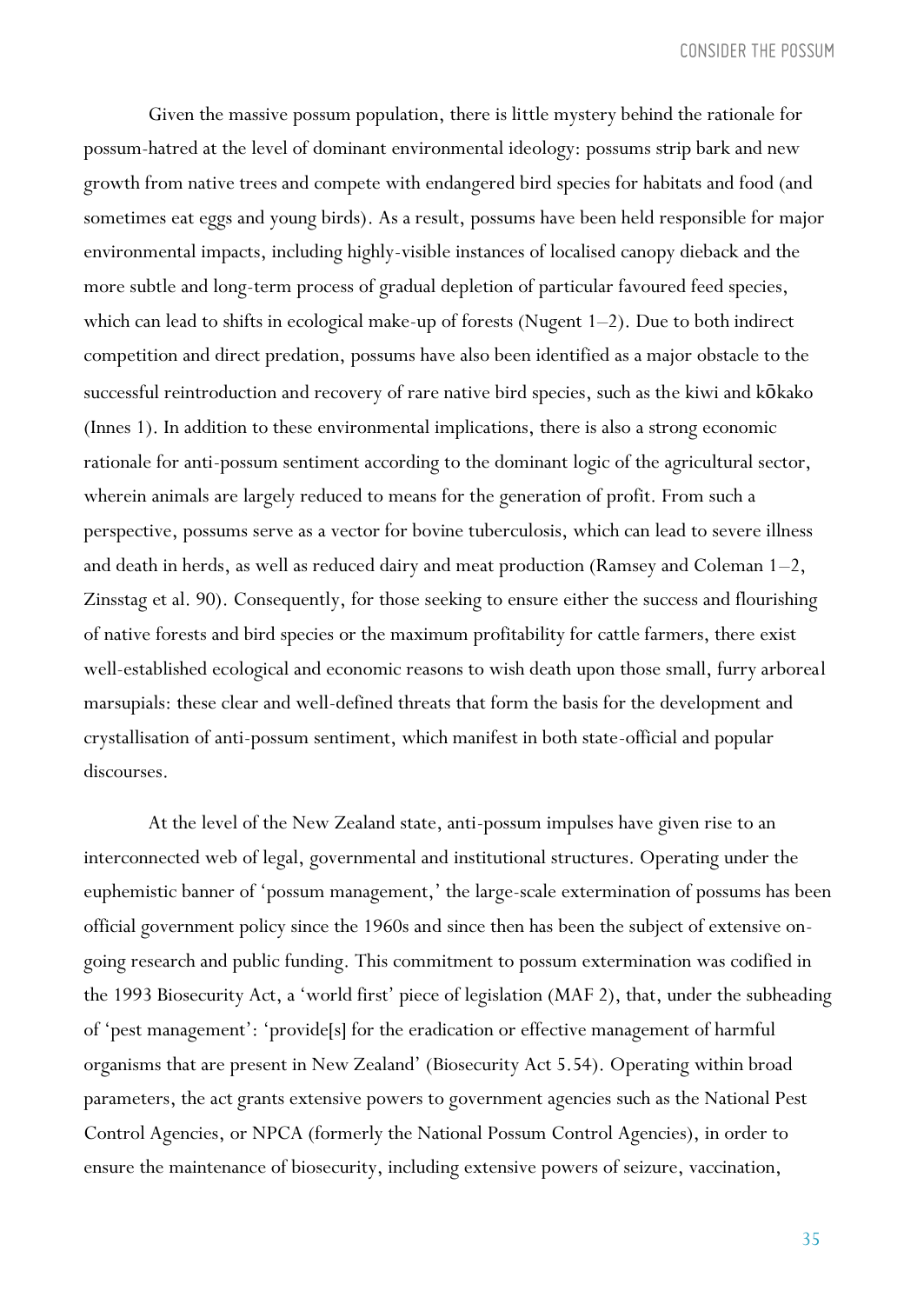Given the massive possum population, there is little mystery behind the rationale for possum-hatred at the level of dominant environmental ideology: possums strip bark and new growth from native trees and compete with endangered bird species for habitats and food (and sometimes eat eggs and young birds). As a result, possums have been held responsible for major environmental impacts, including highly-visible instances of localised canopy dieback and the more subtle and long-term process of gradual depletion of particular favoured feed species, which can lead to shifts in ecological make-up of forests (Nugent 1–2). Due to both indirect competition and direct predation, possums have also been identified as a major obstacle to the successful reintroduction and recovery of rare native bird species, such as the kiwi and kōkako (Innes 1). In addition to these environmental implications, there is also a strong economic rationale for anti-possum sentiment according to the dominant logic of the agricultural sector, wherein animals are largely reduced to means for the generation of profit. From such a perspective, possums serve as a vector for bovine tuberculosis, which can lead to severe illness and death in herds, as well as reduced dairy and meat production (Ramsey and Coleman 1–2, Zinsstag et al. 90). Consequently, for those seeking to ensure either the success and flourishing of native forests and bird species or the maximum profitability for cattle farmers, there exist well-established ecological and economic reasons to wish death upon those small, furry arboreal marsupials: these clear and well-defined threats that form the basis for the development and crystallisation of anti-possum sentiment, which manifest in both state-official and popular discourses.

At the level of the New Zealand state, anti-possum impulses have given rise to an interconnected web of legal, governmental and institutional structures. Operating under the euphemistic banner of 'possum management,' the large-scale extermination of possums has been official government policy since the 1960s and since then has been the subject of extensive on-going research and public funding. This commitment to possum extermination was codified in the 1993 Biosecurity Act, a 'world first' piece of legislation (MAF 2), that, under the subheading of 'pest management': 'provide[s] for the eradication or effective management of harmful organisms that are present in New Zealand' (Biosecurity Act 5.54). Operating within broad parameters, the act grants extensive powers to government agencies such as the National Pest Control Agencies, or NPCA (formerly the National Possum Control Agencies), in order to ensure the maintenance of biosecurity, including extensive powers of seizure, vaccination,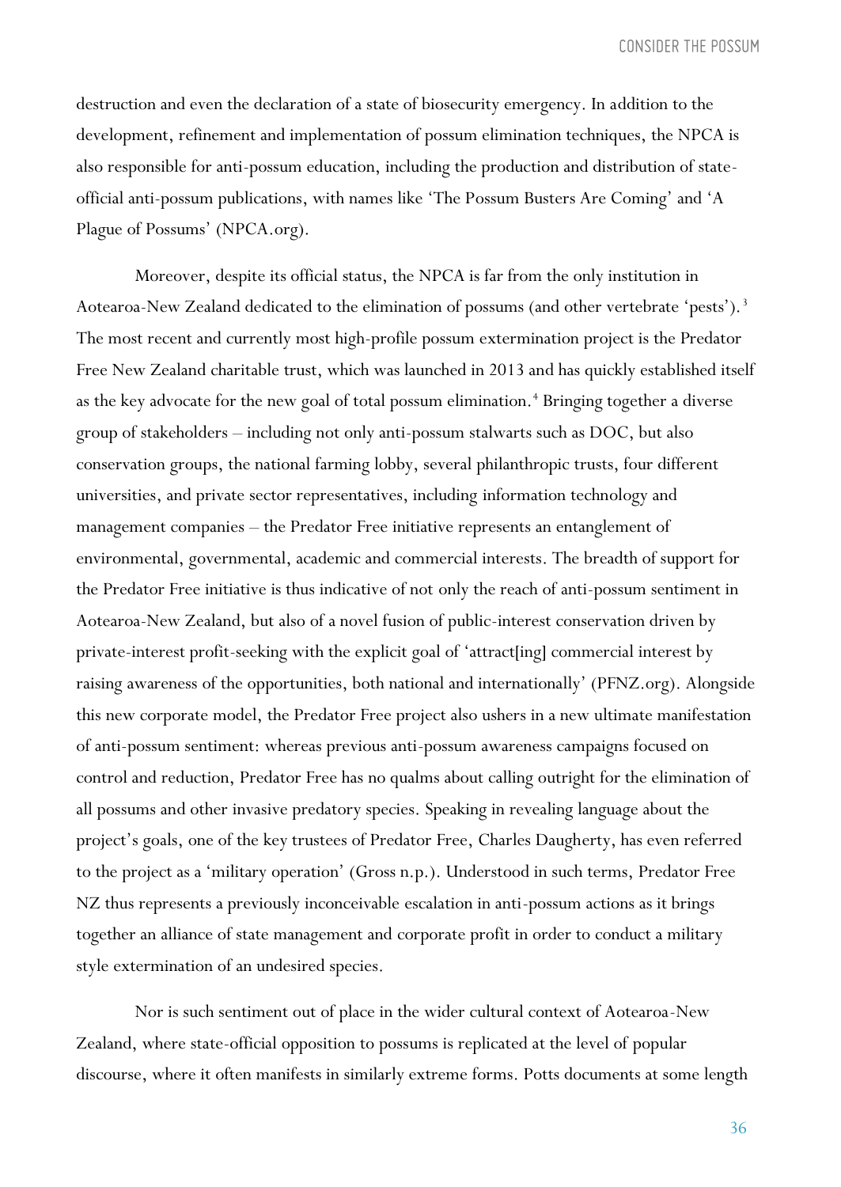destruction and even the declaration of a state of biosecurity emergency. In addition to the development, refinement and implementation of possum elimination techniques, the NPCA is also responsible for anti-possum education, including the production and distribution of state-official anti-possum publications, with names like 'The Possum Busters Are Coming' and 'A Plague of Possums' (NPCA.org).

Moreover, despite its official status, the NPCA is far from the only institution in Aotearoa-New Zealand dedicated to the elimination of possums (and other vertebrate 'pests').[3] The most recent and currently most high-profile possum extermination project is the Predator Free New Zealand charitable trust, which was launched in 2013 and has quickly established itself as the key advocate for the new goal of total possum elimination.[4] Bringing together a diverse group of stakeholders – including not only anti-possum stalwarts such as DOC, but also conservation groups, the national farming lobby, several philanthropic trusts, four different universities, and private sector representatives, including information technology and management companies – the Predator Free initiative represents an entanglement of environmental, governmental, academic and commercial interests. The breadth of support for the Predator Free initiative is thus indicative of not only the reach of anti-possum sentiment in Aotearoa-New Zealand, but also of a novel fusion of public-interest conservation driven by private-interest profit-seeking with the explicit goal of 'attract[ing] commercial interest by raising awareness of the opportunities, both national and internationally' (PFNZ.org). Alongside this new corporate model, the Predator Free project also ushers in a new ultimate manifestation of anti-possum sentiment: whereas previous anti-possum awareness campaigns focused on control and reduction, Predator Free has no qualms about calling outright for the elimination of all possums and other invasive predatory species. Speaking in revealing language about the project's goals, one of the key trustees of Predator Free, Charles Daugherty, has even referred to the project as a 'military operation' (Gross n.p.). Understood in such terms, Predator Free NZ thus represents a previously inconceivable escalation in anti-possum actions as it brings together an alliance of state management and corporate profit in order to conduct a military style extermination of an undesired species.

Nor is such sentiment out of place in the wider cultural context of Aotearoa-New Zealand, where state-official opposition to possums is replicated at the level of popular discourse, where it often manifests in similarly extreme forms. Potts documents at some length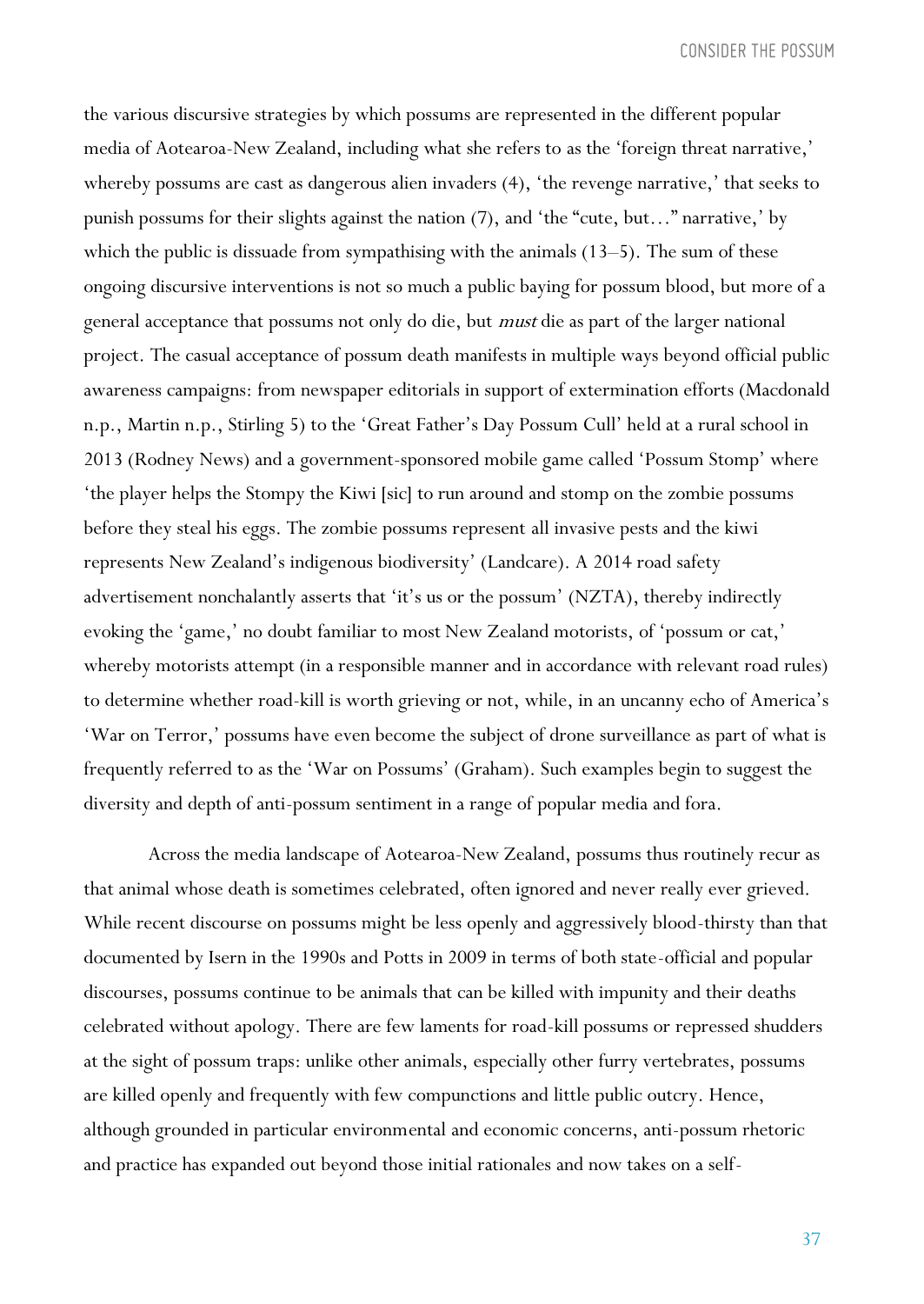the various discursive strategies by which possums are represented in the different popular media of Aotearoa-New Zealand, including what she refers to as the 'foreign threat narrative,' whereby possums are cast as dangerous alien invaders (4), 'the revenge narrative,' that seeks to punish possums for their slights against the nation (7), and 'the "cute, but…" narrative,' by which the public is dissuade from sympathising with the animals (13–5). The sum of these ongoing discursive interventions is not so much a public baying for possum blood, but more of a general acceptance that possums not only do die, but *must* die as part of the larger national project. The casual acceptance of possum death manifests in multiple ways beyond official public awareness campaigns: from newspaper editorials in support of extermination efforts (Macdonald n.p., Martin n.p., Stirling 5) to the 'Great Father's Day Possum Cull' held at a rural school in 2013 (Rodney News) and a government-sponsored mobile game called 'Possum Stomp' where 'the player helps the Stompy the Kiwi [sic] to run around and stomp on the zombie possums before they steal his eggs. The zombie possums represent all invasive pests and the kiwi represents New Zealand's indigenous biodiversity' (Landcare). A 2014 road safety advertisement nonchalantly asserts that 'it's us or the possum' (NZTA), thereby indirectly evoking the 'game,' no doubt familiar to most New Zealand motorists, of 'possum or cat,' whereby motorists attempt (in a responsible manner and in accordance with relevant road rules) to determine whether road-kill is worth grieving or not, while, in an uncanny echo of America's 'War on Terror,' possums have even become the subject of drone surveillance as part of what is frequently referred to as the 'War on Possums' (Graham). Such examples begin to suggest the diversity and depth of anti-possum sentiment in a range of popular media and fora.

Across the media landscape of Aotearoa-New Zealand, possums thus routinely recur as that animal whose death is sometimes celebrated, often ignored and never really ever grieved. While recent discourse on possums might be less openly and aggressively blood-thirsty than that documented by Isern in the 1990s and Potts in 2009 in terms of both state-official and popular discourses, possums continue to be animals that can be killed with impunity and their deaths celebrated without apology. There are few laments for road-kill possums or repressed shudders at the sight of possum traps: unlike other animals, especially other furry vertebrates, possums are killed openly and frequently with few compunctions and little public outcry. Hence, although grounded in particular environmental and economic concerns, anti-possum rhetoric and practice has expanded out beyond those initial rationales and now takes on a self-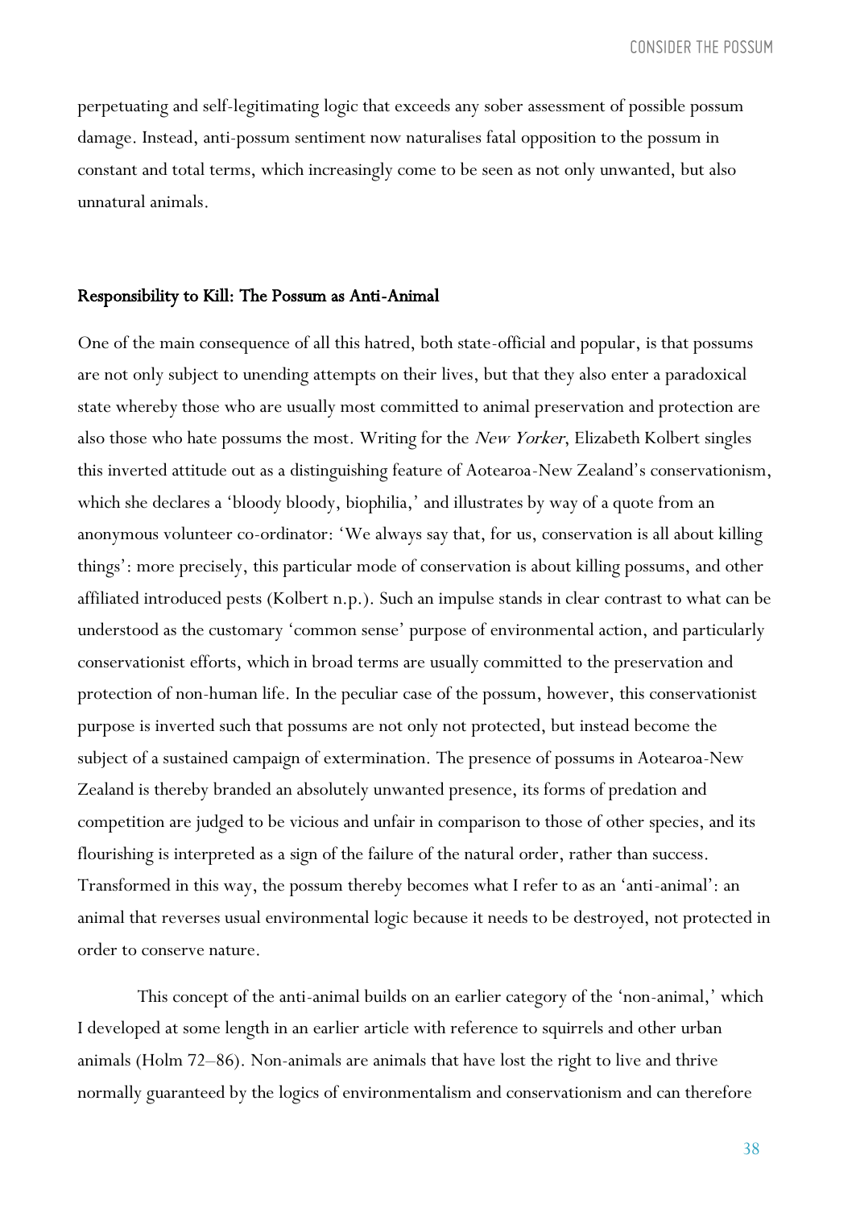perpetuating and self-legitimating logic that exceeds any sober assessment of possible possum damage. Instead, anti-possum sentiment now naturalises fatal opposition to the possum in constant and total terms, which increasingly come to be seen as not only unwanted, but also unnatural animals.

## Responsibility to Kill: The Possum as Anti-Animal

One of the main consequence of all this hatred, both state-official and popular, is that possums are not only subject to unending attempts on their lives, but that they also enter a paradoxical state whereby those who are usually most committed to animal preservation and protection are also those who hate possums the most. Writing for the *New Yorker*, Elizabeth Kolbert singles this inverted attitude out as a distinguishing feature of Aotearoa-New Zealand's conservationism, which she declares a 'bloody bloody, biophilia,' and illustrates by way of a quote from an anonymous volunteer co-ordinator: 'We always say that, for us, conservation is all about killing things': more precisely, this particular mode of conservation is about killing possums, and other affiliated introduced pests (Kolbert n.p.). Such an impulse stands in clear contrast to what can be understood as the customary 'common sense' purpose of environmental action, and particularly conservationist efforts, which in broad terms are usually committed to the preservation and protection of non-human life. In the peculiar case of the possum, however, this conservationist purpose is inverted such that possums are not only not protected, but instead become the subject of a sustained campaign of extermination. The presence of possums in Aotearoa-New Zealand is thereby branded an absolutely unwanted presence, its forms of predation and competition are judged to be vicious and unfair in comparison to those of other species, and its flourishing is interpreted as a sign of the failure of the natural order, rather than success. Transformed in this way, the possum thereby becomes what I refer to as an 'anti-animal': an animal that reverses usual environmental logic because it needs to be destroyed, not protected in order to conserve nature.

This concept of the anti-animal builds on an earlier category of the 'non-animal,' which I developed at some length in an earlier article with reference to squirrels and other urban animals (Holm 72–86). Non-animals are animals that have lost the right to live and thrive normally guaranteed by the logics of environmentalism and conservationism and can therefore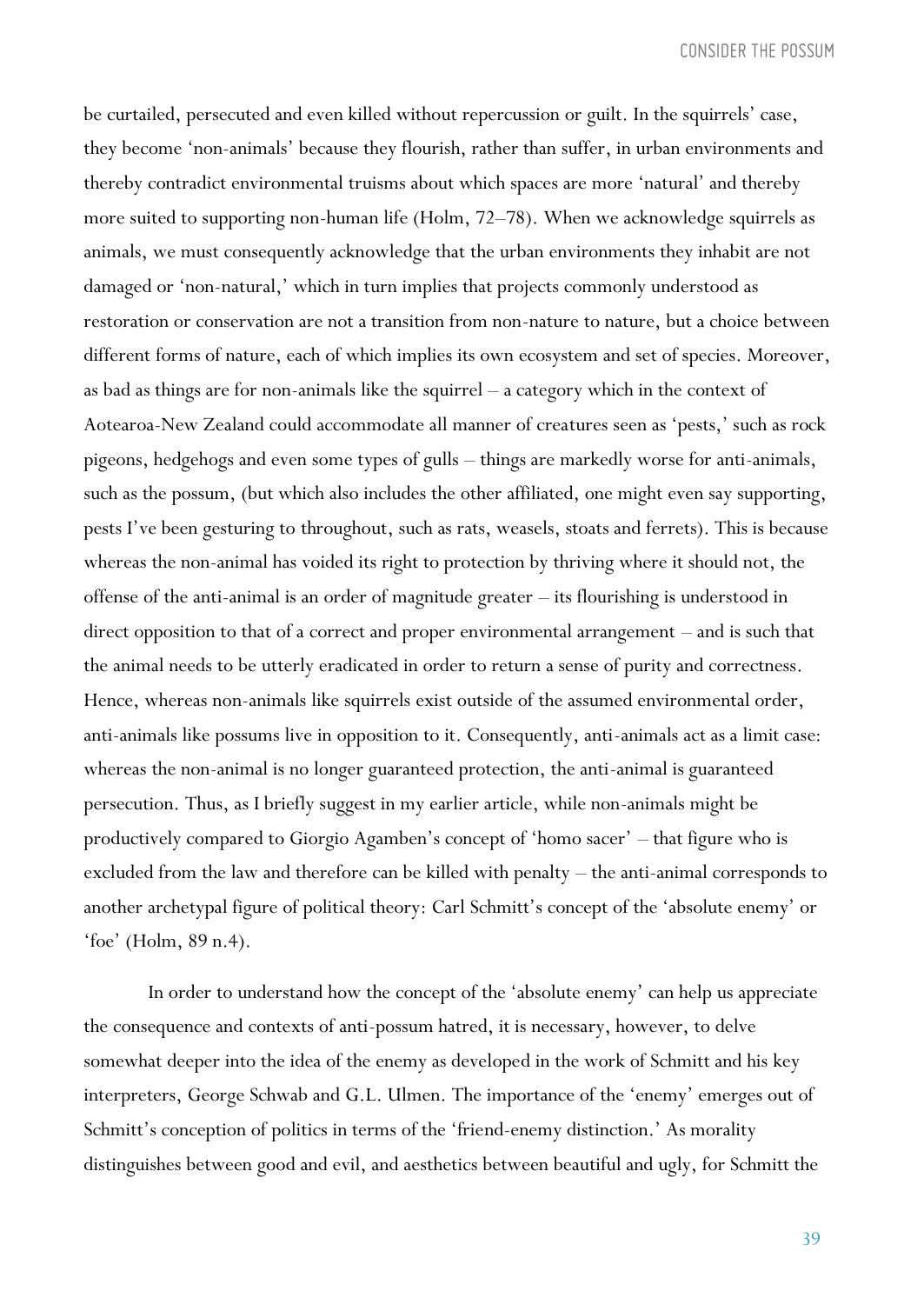be curtailed, persecuted and even killed without repercussion or guilt. In the squirrels' case, they become 'non-animals' because they flourish, rather than suffer, in urban environments and thereby contradict environmental truisms about which spaces are more 'natural' and thereby more suited to supporting non-human life (Holm, 72–78). When we acknowledge squirrels as animals, we must consequently acknowledge that the urban environments they inhabit are not damaged or 'non-natural,' which in turn implies that projects commonly understood as restoration or conservation are not a transition from non-nature to nature, but a choice between different forms of nature, each of which implies its own ecosystem and set of species. Moreover, as bad as things are for non-animals like the squirrel – a category which in the context of Aotearoa-New Zealand could accommodate all manner of creatures seen as 'pests,' such as rock pigeons, hedgehogs and even some types of gulls – things are markedly worse for anti-animals, such as the possum, (but which also includes the other affiliated, one might even say supporting, pests I've been gesturing to throughout, such as rats, weasels, stoats and ferrets). This is because whereas the non-animal has voided its right to protection by thriving where it should not, the offense of the anti-animal is an order of magnitude greater – its flourishing is understood in direct opposition to that of a correct and proper environmental arrangement – and is such that the animal needs to be utterly eradicated in order to return a sense of purity and correctness. Hence, whereas non-animals like squirrels exist outside of the assumed environmental order, anti-animals like possums live in opposition to it. Consequently, anti-animals act as a limit case: whereas the non-animal is no longer guaranteed protection, the anti-animal is guaranteed persecution. Thus, as I briefly suggest in my earlier article, while non-animals might be productively compared to Giorgio Agamben's concept of 'homo sacer' – that figure who is excluded from the law and therefore can be killed with penalty – the anti-animal corresponds to another archetypal figure of political theory: Carl Schmitt's concept of the 'absolute enemy' or 'foe' (Holm, 89 n.4).

In order to understand how the concept of the 'absolute enemy' can help us appreciate the consequence and contexts of anti-possum hatred, it is necessary, however, to delve somewhat deeper into the idea of the enemy as developed in the work of Schmitt and his key interpreters, George Schwab and G.L. Ulmen. The importance of the 'enemy' emerges out of Schmitt's conception of politics in terms of the 'friend-enemy distinction.' As morality distinguishes between good and evil, and aesthetics between beautiful and ugly, for Schmitt the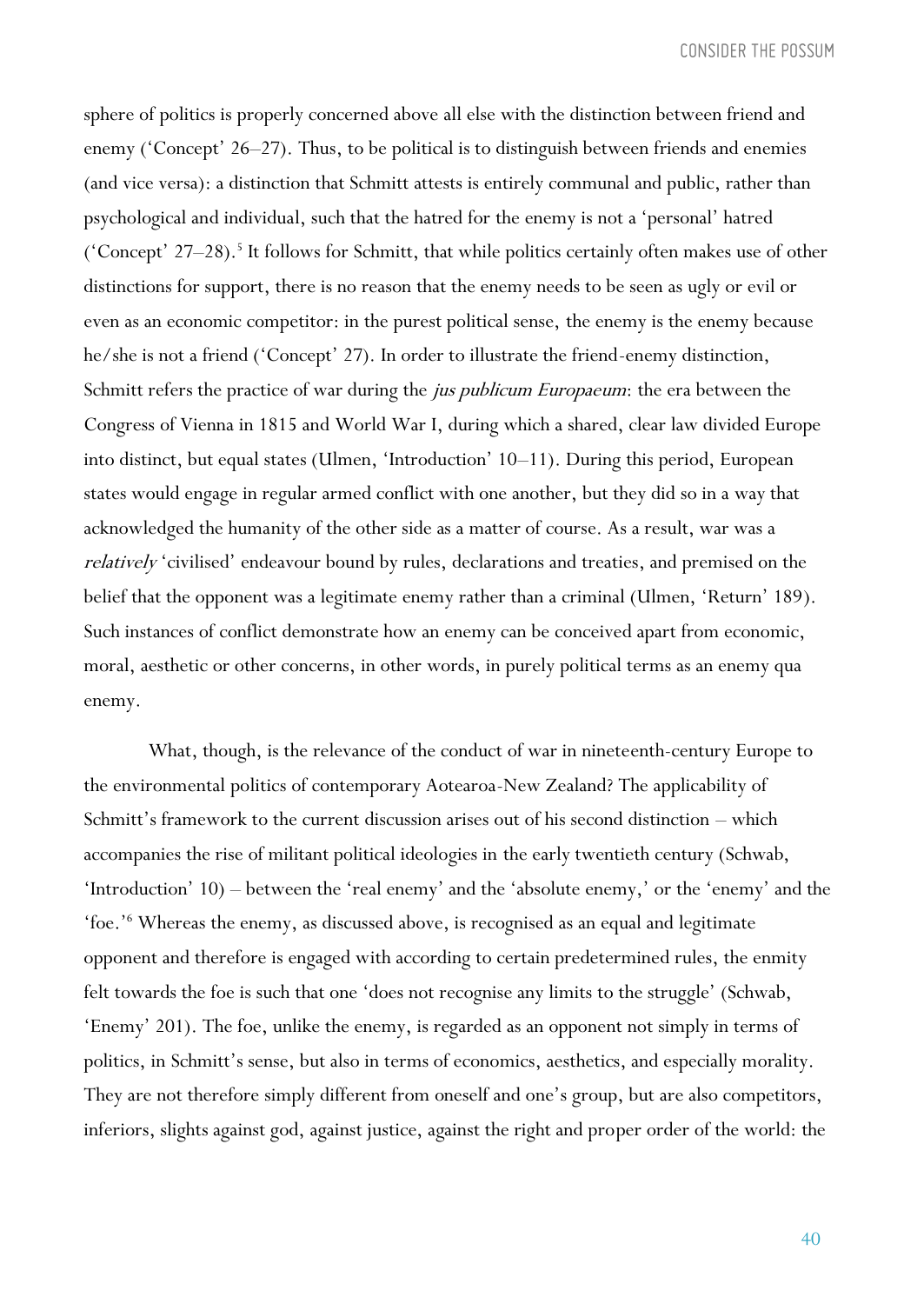sphere of politics is properly concerned above all else with the distinction between friend and enemy ('Concept' 26–27). Thus, to be political is to distinguish between friends and enemies (and vice versa): a distinction that Schmitt attests is entirely communal and public, rather than psychological and individual, such that the hatred for the enemy is not a 'personal' hatred ('Concept' 27–28).[5] It follows for Schmitt, that while politics certainly often makes use of other distinctions for support, there is no reason that the enemy needs to be seen as ugly or evil or even as an economic competitor: in the purest political sense, the enemy is the enemy because he/she is not a friend ('Concept' 27). In order to illustrate the friend-enemy distinction, Schmitt refers the practice of war during the *jus publicum Europaeum*: the era between the Congress of Vienna in 1815 and World War I, during which a shared, clear law divided Europe into distinct, but equal states (Ulmen, 'Introduction' 10–11). During this period, European states would engage in regular armed conflict with one another, but they did so in a way that acknowledged the humanity of the other side as a matter of course. As a result, war was a *relatively* 'civilised' endeavour bound by rules, declarations and treaties, and premised on the belief that the opponent was a legitimate enemy rather than a criminal (Ulmen, 'Return' 189). Such instances of conflict demonstrate how an enemy can be conceived apart from economic, moral, aesthetic or other concerns, in other words, in purely political terms as an enemy qua enemy.

What, though, is the relevance of the conduct of war in nineteenth-century Europe to the environmental politics of contemporary Aotearoa-New Zealand? The applicability of Schmitt's framework to the current discussion arises out of his second distinction – which accompanies the rise of militant political ideologies in the early twentieth century (Schwab, 'Introduction' 10) – between the 'real enemy' and the 'absolute enemy,' or the 'enemy' and the 'foe.'[6] Whereas the enemy, as discussed above, is recognised as an equal and legitimate opponent and therefore is engaged with according to certain predetermined rules, the enmity felt towards the foe is such that one 'does not recognise any limits to the struggle' (Schwab, 'Enemy' 201). The foe, unlike the enemy, is regarded as an opponent not simply in terms of politics, in Schmitt's sense, but also in terms of economics, aesthetics, and especially morality. They are not therefore simply different from oneself and one's group, but are also competitors, inferiors, slights against god, against justice, against the right and proper order of the world: the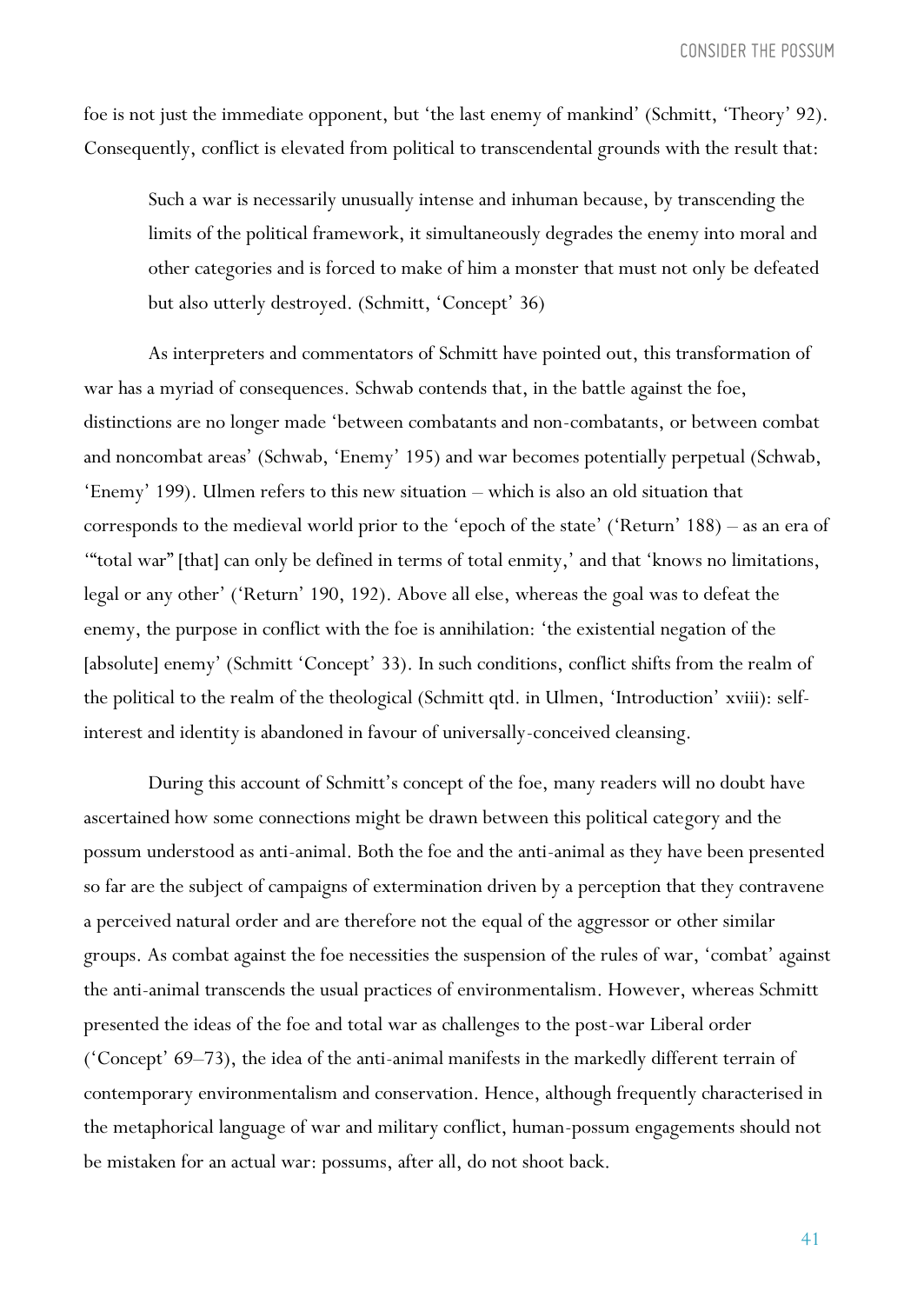foe is not just the immediate opponent, but 'the last enemy of mankind' (Schmitt, 'Theory' 92). Consequently, conflict is elevated from political to transcendental grounds with the result that:

> Such a war is necessarily unusually intense and inhuman because, by transcending the limits of the political framework, it simultaneously degrades the enemy into moral and other categories and is forced to make of him a monster that must not only be defeated but also utterly destroyed. (Schmitt, 'Concept' 36)

As interpreters and commentators of Schmitt have pointed out, this transformation of war has a myriad of consequences. Schwab contends that, in the battle against the foe, distinctions are no longer made 'between combatants and non-combatants, or between combat and noncombat areas' (Schwab, 'Enemy' 195) and war becomes potentially perpetual (Schwab, 'Enemy' 199). Ulmen refers to this new situation – which is also an old situation that corresponds to the medieval world prior to the 'epoch of the state' ('Return' 188) – as an era of '"total war" [that] can only be defined in terms of total enmity,' and that 'knows no limitations, legal or any other' ('Return' 190, 192). Above all else, whereas the goal was to defeat the enemy, the purpose in conflict with the foe is annihilation: 'the existential negation of the [absolute] enemy' (Schmitt 'Concept' 33). In such conditions, conflict shifts from the realm of the political to the realm of the theological (Schmitt qtd. in Ulmen, 'Introduction' xviii): self-interest and identity is abandoned in favour of universally-conceived cleansing.

During this account of Schmitt's concept of the foe, many readers will no doubt have ascertained how some connections might be drawn between this political category and the possum understood as anti-animal. Both the foe and the anti-animal as they have been presented so far are the subject of campaigns of extermination driven by a perception that they contravene a perceived natural order and are therefore not the equal of the aggressor or other similar groups. As combat against the foe necessities the suspension of the rules of war, 'combat' against the anti-animal transcends the usual practices of environmentalism. However, whereas Schmitt presented the ideas of the foe and total war as challenges to the post-war Liberal order ('Concept' 69–73), the idea of the anti-animal manifests in the markedly different terrain of contemporary environmentalism and conservation. Hence, although frequently characterised in the metaphorical language of war and military conflict, human-possum engagements should not be mistaken for an actual war: possums, after all, do not shoot back.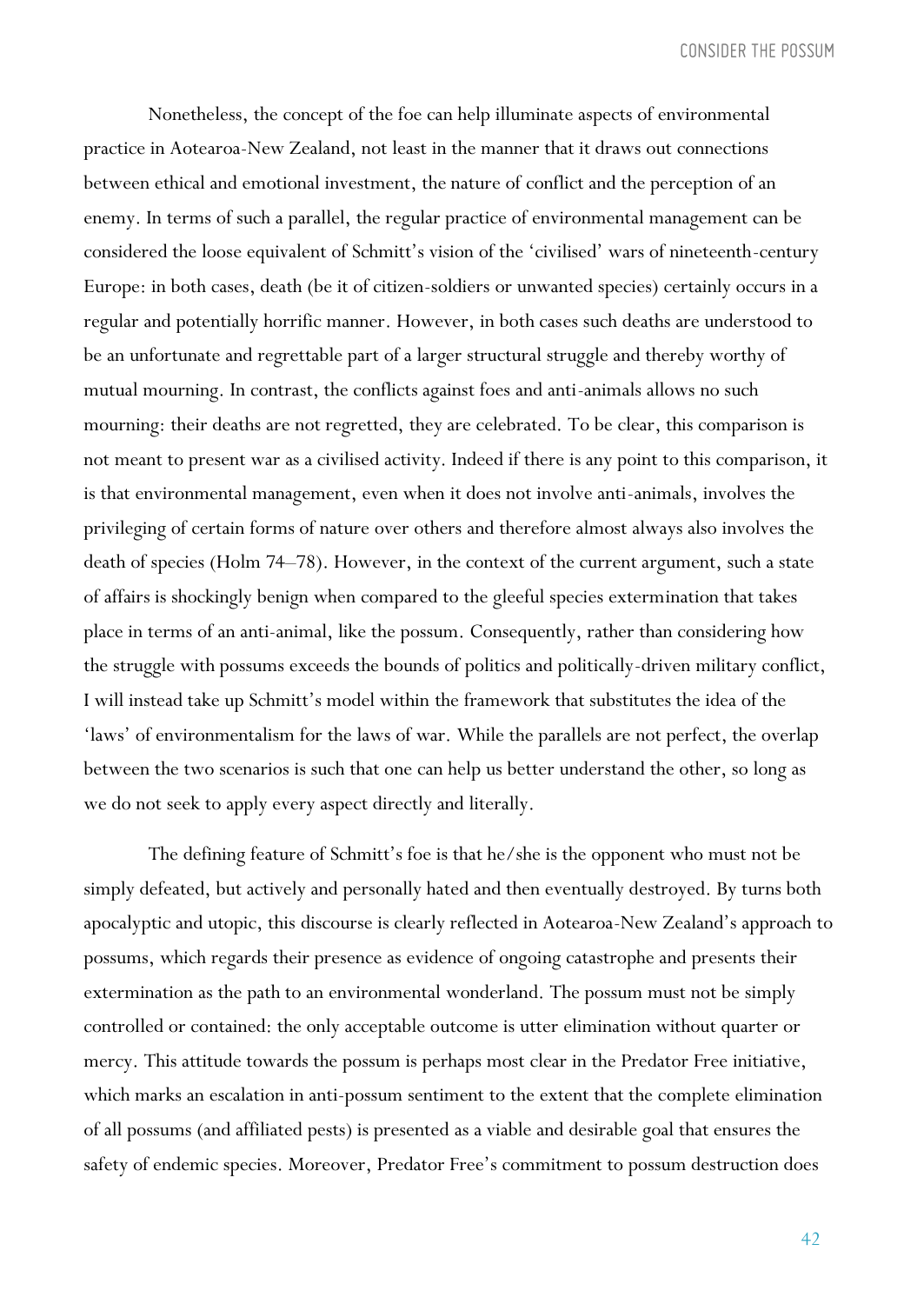Nonetheless, the concept of the foe can help illuminate aspects of environmental practice in Aotearoa-New Zealand, not least in the manner that it draws out connections between ethical and emotional investment, the nature of conflict and the perception of an enemy. In terms of such a parallel, the regular practice of environmental management can be considered the loose equivalent of Schmitt's vision of the 'civilised' wars of nineteenth-century Europe: in both cases, death (be it of citizen-soldiers or unwanted species) certainly occurs in a regular and potentially horrific manner. However, in both cases such deaths are understood to be an unfortunate and regrettable part of a larger structural struggle and thereby worthy of mutual mourning. In contrast, the conflicts against foes and anti-animals allows no such mourning: their deaths are not regretted, they are celebrated. To be clear, this comparison is not meant to present war as a civilised activity. Indeed if there is any point to this comparison, it is that environmental management, even when it does not involve anti-animals, involves the privileging of certain forms of nature over others and therefore almost always also involves the death of species (Holm 74–78). However, in the context of the current argument, such a state of affairs is shockingly benign when compared to the gleeful species extermination that takes place in terms of an anti-animal, like the possum. Consequently, rather than considering how the struggle with possums exceeds the bounds of politics and politically-driven military conflict, I will instead take up Schmitt's model within the framework that substitutes the idea of the 'laws' of environmentalism for the laws of war. While the parallels are not perfect, the overlap between the two scenarios is such that one can help us better understand the other, so long as we do not seek to apply every aspect directly and literally.

The defining feature of Schmitt's foe is that he/she is the opponent who must not be simply defeated, but actively and personally hated and then eventually destroyed. By turns both apocalyptic and utopic, this discourse is clearly reflected in Aotearoa-New Zealand's approach to possums, which regards their presence as evidence of ongoing catastrophe and presents their extermination as the path to an environmental wonderland. The possum must not be simply controlled or contained: the only acceptable outcome is utter elimination without quarter or mercy. This attitude towards the possum is perhaps most clear in the Predator Free initiative, which marks an escalation in anti-possum sentiment to the extent that the complete elimination of all possums (and affiliated pests) is presented as a viable and desirable goal that ensures the safety of endemic species. Moreover, Predator Free's commitment to possum destruction does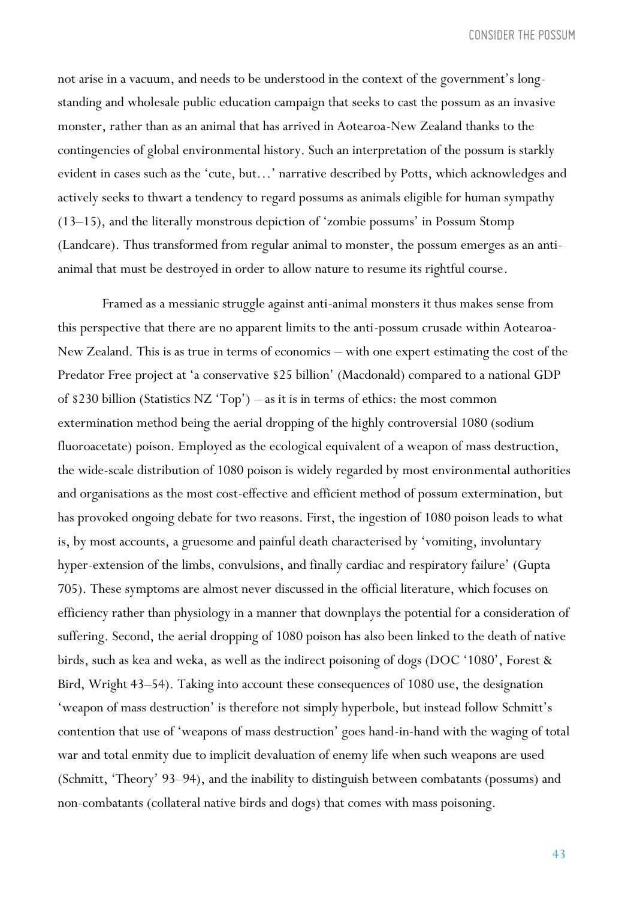not arise in a vacuum, and needs to be understood in the context of the government's long-standing and wholesale public education campaign that seeks to cast the possum as an invasive monster, rather than as an animal that has arrived in Aotearoa-New Zealand thanks to the contingencies of global environmental history. Such an interpretation of the possum is starkly evident in cases such as the 'cute, but…' narrative described by Potts, which acknowledges and actively seeks to thwart a tendency to regard possums as animals eligible for human sympathy (13–15), and the literally monstrous depiction of 'zombie possums' in Possum Stomp (Landcare). Thus transformed from regular animal to monster, the possum emerges as an anti-animal that must be destroyed in order to allow nature to resume its rightful course.

Framed as a messianic struggle against anti-animal monsters it thus makes sense from this perspective that there are no apparent limits to the anti-possum crusade within Aotearoa-New Zealand. This is as true in terms of economics – with one expert estimating the cost of the Predator Free project at 'a conservative $25 billion' (Macdonald) compared to a national GDP of $230 billion (Statistics NZ 'Top') – as it is in terms of ethics: the most common extermination method being the aerial dropping of the highly controversial 1080 (sodium fluoroacetate) poison. Employed as the ecological equivalent of a weapon of mass destruction, the wide-scale distribution of 1080 poison is widely regarded by most environmental authorities and organisations as the most cost-effective and efficient method of possum extermination, but has provoked ongoing debate for two reasons. First, the ingestion of 1080 poison leads to what is, by most accounts, a gruesome and painful death characterised by 'vomiting, involuntary hyper-extension of the limbs, convulsions, and finally cardiac and respiratory failure' (Gupta 705). These symptoms are almost never discussed in the official literature, which focuses on efficiency rather than physiology in a manner that downplays the potential for a consideration of suffering. Second, the aerial dropping of 1080 poison has also been linked to the death of native birds, such as kea and weka, as well as the indirect poisoning of dogs (DOC '1080', Forest & Bird, Wright 43–54). Taking into account these consequences of 1080 use, the designation 'weapon of mass destruction' is therefore not simply hyperbole, but instead follow Schmitt's contention that use of 'weapons of mass destruction' goes hand-in-hand with the waging of total war and total enmity due to implicit devaluation of enemy life when such weapons are used (Schmitt, 'Theory' 93–94), and the inability to distinguish between combatants (possums) and non-combatants (collateral native birds and dogs) that comes with mass poisoning.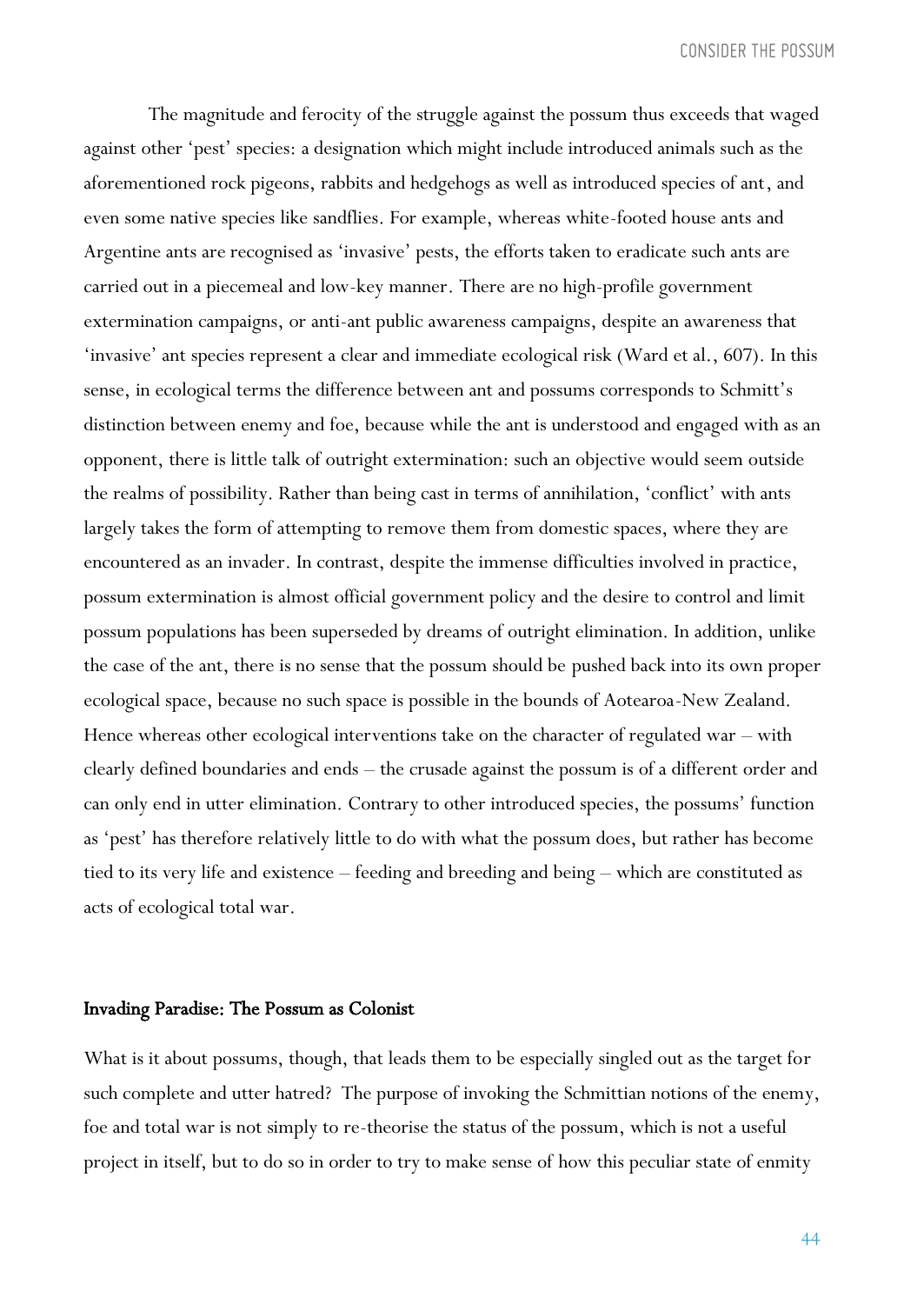The magnitude and ferocity of the struggle against the possum thus exceeds that waged against other 'pest' species: a designation which might include introduced animals such as the aforementioned rock pigeons, rabbits and hedgehogs as well as introduced species of ant, and even some native species like sandflies. For example, whereas white-footed house ants and Argentine ants are recognised as 'invasive' pests, the efforts taken to eradicate such ants are carried out in a piecemeal and low-key manner. There are no high-profile government extermination campaigns, or anti-ant public awareness campaigns, despite an awareness that 'invasive' ant species represent a clear and immediate ecological risk (Ward et al., 607). In this sense, in ecological terms the difference between ant and possums corresponds to Schmitt's distinction between enemy and foe, because while the ant is understood and engaged with as an opponent, there is little talk of outright extermination: such an objective would seem outside the realms of possibility. Rather than being cast in terms of annihilation, 'conflict' with ants largely takes the form of attempting to remove them from domestic spaces, where they are encountered as an invader. In contrast, despite the immense difficulties involved in practice, possum extermination is almost official government policy and the desire to control and limit possum populations has been superseded by dreams of outright elimination. In addition, unlike the case of the ant, there is no sense that the possum should be pushed back into its own proper ecological space, because no such space is possible in the bounds of Aotearoa-New Zealand. Hence whereas other ecological interventions take on the character of regulated war – with clearly defined boundaries and ends – the crusade against the possum is of a different order and can only end in utter elimination. Contrary to other introduced species, the possums' function as 'pest' has therefore relatively little to do with what the possum does, but rather has become tied to its very life and existence – feeding and breeding and being – which are constituted as acts of ecological total war.

## Invading Paradise: The Possum as Colonist

What is it about possums, though, that leads them to be especially singled out as the target for such complete and utter hatred? The purpose of invoking the Schmittian notions of the enemy, foe and total war is not simply to re-theorise the status of the possum, which is not a useful project in itself, but to do so in order to try to make sense of how this peculiar state of enmity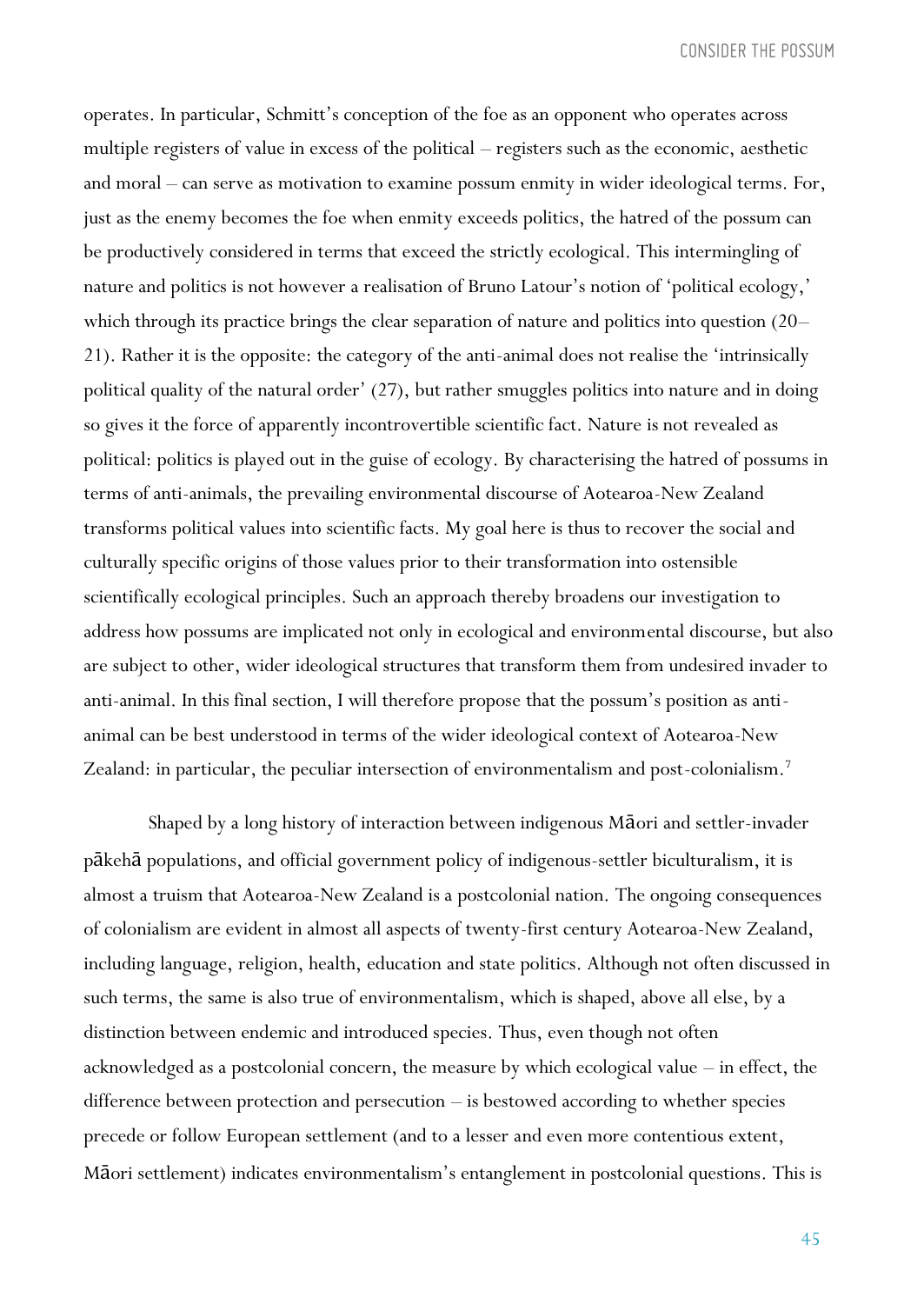operates. In particular, Schmitt's conception of the foe as an opponent who operates across multiple registers of value in excess of the political – registers such as the economic, aesthetic and moral – can serve as motivation to examine possum enmity in wider ideological terms. For, just as the enemy becomes the foe when enmity exceeds politics, the hatred of the possum can be productively considered in terms that exceed the strictly ecological. This intermingling of nature and politics is not however a realisation of Bruno Latour's notion of 'political ecology,' which through its practice brings the clear separation of nature and politics into question (20–21). Rather it is the opposite: the category of the anti-animal does not realise the 'intrinsically political quality of the natural order' (27), but rather smuggles politics into nature and in doing so gives it the force of apparently incontrovertible scientific fact. Nature is not revealed as political: politics is played out in the guise of ecology. By characterising the hatred of possums in terms of anti-animals, the prevailing environmental discourse of Aotearoa-New Zealand transforms political values into scientific facts. My goal here is thus to recover the social and culturally specific origins of those values prior to their transformation into ostensible scientifically ecological principles. Such an approach thereby broadens our investigation to address how possums are implicated not only in ecological and environmental discourse, but also are subject to other, wider ideological structures that transform them from undesired invader to anti-animal. In this final section, I will therefore propose that the possum's position as anti-animal can be best understood in terms of the wider ideological context of Aotearoa-New Zealand: in particular, the peculiar intersection of environmentalism and post-colonialism.[7]

Shaped by a long history of interaction between indigenous Māori and settler-invader pākehā populations, and official government policy of indigenous-settler biculturalism, it is almost a truism that Aotearoa-New Zealand is a postcolonial nation. The ongoing consequences of colonialism are evident in almost all aspects of twenty-first century Aotearoa-New Zealand, including language, religion, health, education and state politics. Although not often discussed in such terms, the same is also true of environmentalism, which is shaped, above all else, by a distinction between endemic and introduced species. Thus, even though not often acknowledged as a postcolonial concern, the measure by which ecological value – in effect, the difference between protection and persecution – is bestowed according to whether species precede or follow European settlement (and to a lesser and even more contentious extent, Māori settlement) indicates environmentalism's entanglement in postcolonial questions. This is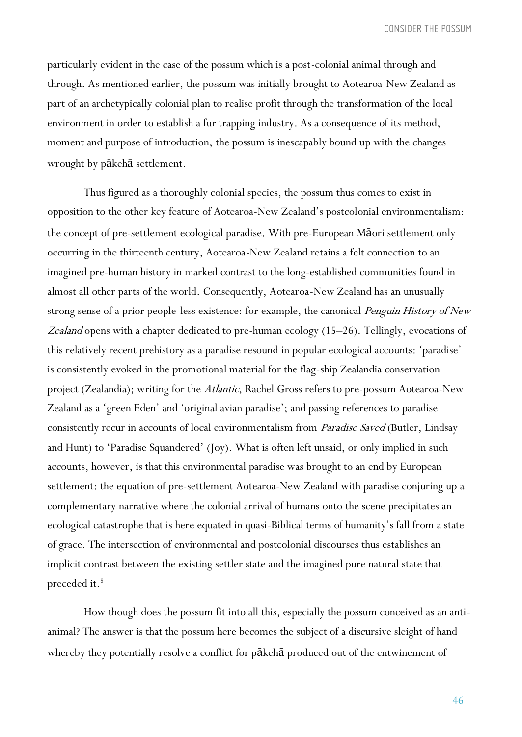particularly evident in the case of the possum which is a post-colonial animal through and through. As mentioned earlier, the possum was initially brought to Aotearoa-New Zealand as part of an archetypically colonial plan to realise profit through the transformation of the local environment in order to establish a fur trapping industry. As a consequence of its method, moment and purpose of introduction, the possum is inescapably bound up with the changes wrought by pākehā settlement.

Thus figured as a thoroughly colonial species, the possum thus comes to exist in opposition to the other key feature of Aotearoa-New Zealand's postcolonial environmentalism: the concept of pre-settlement ecological paradise. With pre-European Māori settlement only occurring in the thirteenth century, Aotearoa-New Zealand retains a felt connection to an imagined pre-human history in marked contrast to the long-established communities found in almost all other parts of the world. Consequently, Aotearoa-New Zealand has an unusually strong sense of a prior people-less existence: for example, the canonical *Penguin History of New Zealand* opens with a chapter dedicated to pre-human ecology (15–26). Tellingly, evocations of this relatively recent prehistory as a paradise resound in popular ecological accounts: 'paradise' is consistently evoked in the promotional material for the flag-ship Zealandia conservation project (Zealandia); writing for the *Atlantic*, Rachel Gross refers to pre-possum Aotearoa-New Zealand as a 'green Eden' and 'original avian paradise'; and passing references to paradise consistently recur in accounts of local environmentalism from *Paradise Saved* (Butler, Lindsay and Hunt) to 'Paradise Squandered' (Joy). What is often left unsaid, or only implied in such accounts, however, is that this environmental paradise was brought to an end by European settlement: the equation of pre-settlement Aotearoa-New Zealand with paradise conjuring up a complementary narrative where the colonial arrival of humans onto the scene precipitates an ecological catastrophe that is here equated in quasi-Biblical terms of humanity's fall from a state of grace. The intersection of environmental and postcolonial discourses thus establishes an implicit contrast between the existing settler state and the imagined pure natural state that preceded it.[8]

How though does the possum fit into all this, especially the possum conceived as an anti-animal? The answer is that the possum here becomes the subject of a discursive sleight of hand whereby they potentially resolve a conflict for pākehā produced out of the entwinement of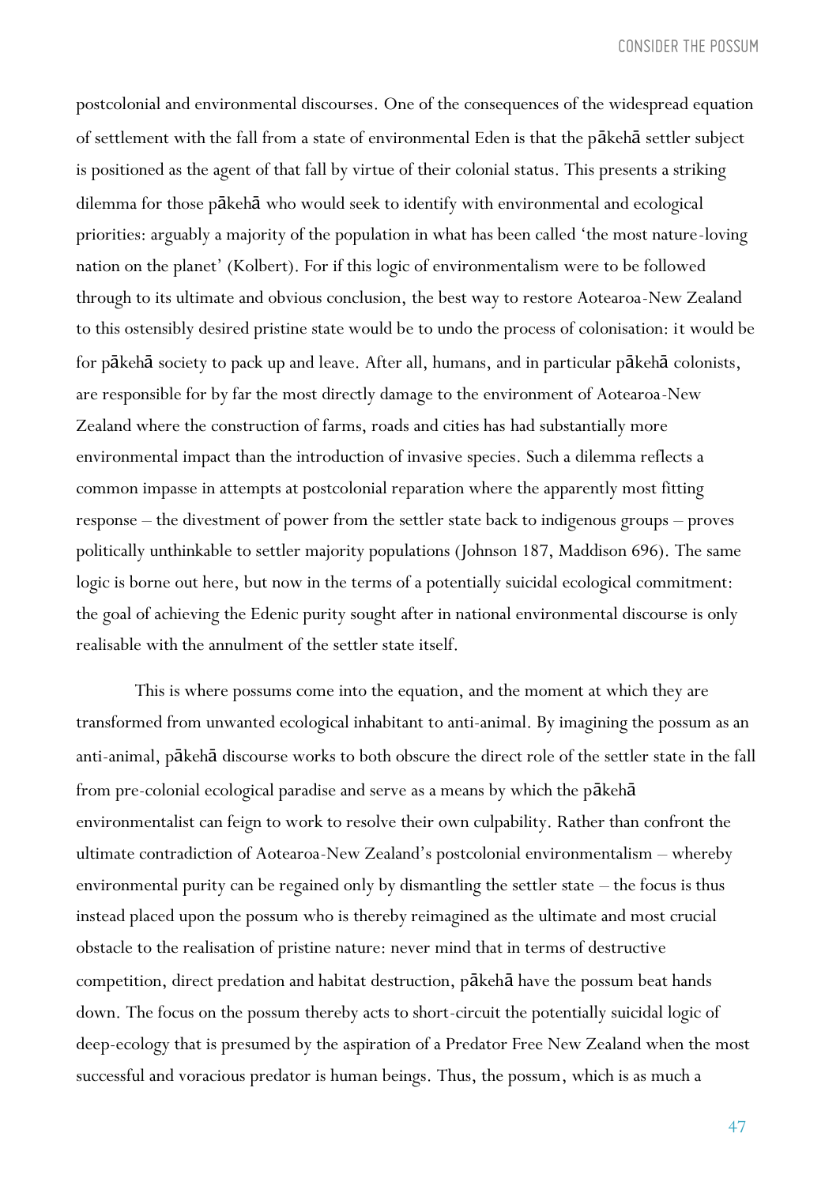postcolonial and environmental discourses. One of the consequences of the widespread equation of settlement with the fall from a state of environmental Eden is that the pākehā settler subject is positioned as the agent of that fall by virtue of their colonial status. This presents a striking dilemma for those pākehā who would seek to identify with environmental and ecological priorities: arguably a majority of the population in what has been called 'the most nature-loving nation on the planet' (Kolbert). For if this logic of environmentalism were to be followed through to its ultimate and obvious conclusion, the best way to restore Aotearoa-New Zealand to this ostensibly desired pristine state would be to undo the process of colonisation: it would be for pākehā society to pack up and leave. After all, humans, and in particular pākehā colonists, are responsible for by far the most directly damage to the environment of Aotearoa-New Zealand where the construction of farms, roads and cities has had substantially more environmental impact than the introduction of invasive species. Such a dilemma reflects a common impasse in attempts at postcolonial reparation where the apparently most fitting response – the divestment of power from the settler state back to indigenous groups – proves politically unthinkable to settler majority populations (Johnson 187, Maddison 696). The same logic is borne out here, but now in the terms of a potentially suicidal ecological commitment: the goal of achieving the Edenic purity sought after in national environmental discourse is only realisable with the annulment of the settler state itself.

This is where possums come into the equation, and the moment at which they are transformed from unwanted ecological inhabitant to anti-animal. By imagining the possum as an anti-animal, pākehā discourse works to both obscure the direct role of the settler state in the fall from pre-colonial ecological paradise and serve as a means by which the pākehā environmentalist can feign to work to resolve their own culpability. Rather than confront the ultimate contradiction of Aotearoa-New Zealand's postcolonial environmentalism – whereby environmental purity can be regained only by dismantling the settler state – the focus is thus instead placed upon the possum who is thereby reimagined as the ultimate and most crucial obstacle to the realisation of pristine nature: never mind that in terms of destructive competition, direct predation and habitat destruction, pākehā have the possum beat hands down. The focus on the possum thereby acts to short-circuit the potentially suicidal logic of deep-ecology that is presumed by the aspiration of a Predator Free New Zealand when the most successful and voracious predator is human beings. Thus, the possum, which is as much a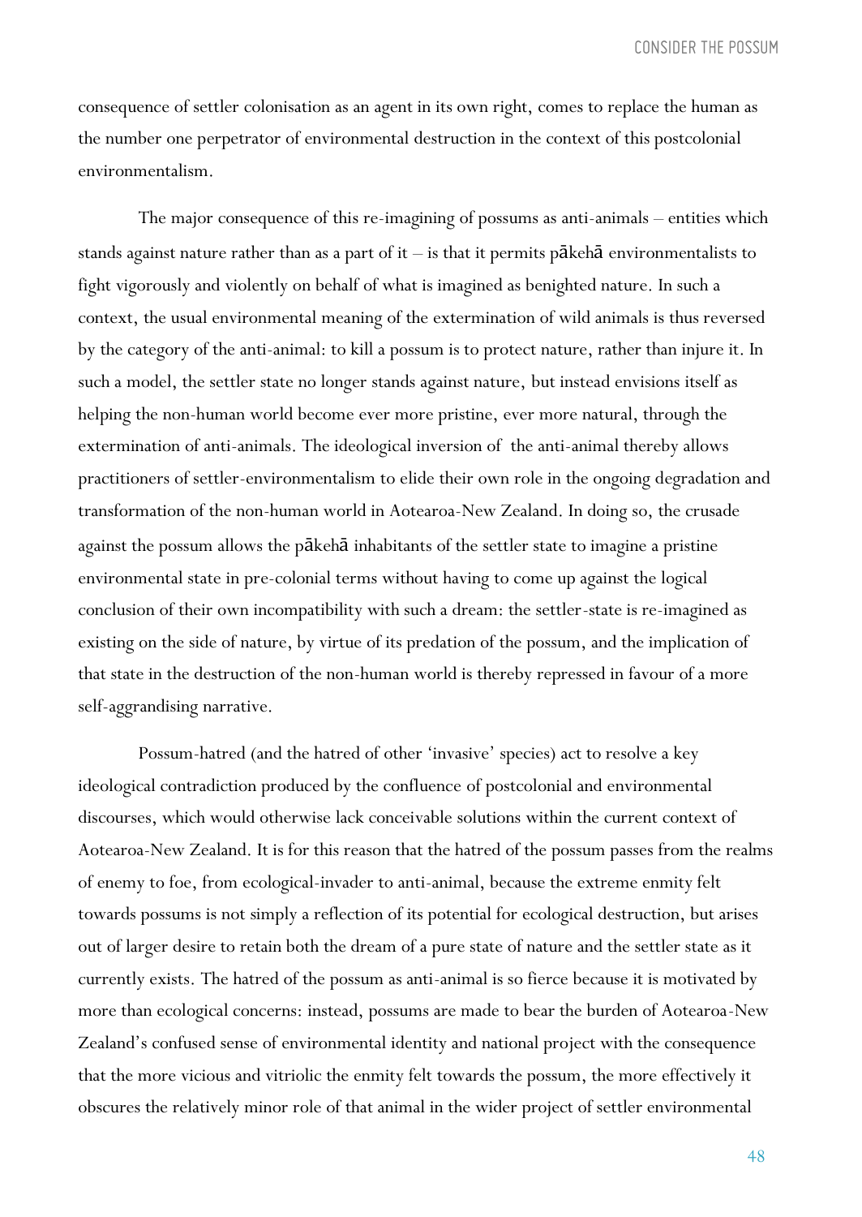consequence of settler colonisation as an agent in its own right, comes to replace the human as the number one perpetrator of environmental destruction in the context of this postcolonial environmentalism.

The major consequence of this re-imagining of possums as anti-animals – entities which stands against nature rather than as a part of it – is that it permits pākehā environmentalists to fight vigorously and violently on behalf of what is imagined as benighted nature. In such a context, the usual environmental meaning of the extermination of wild animals is thus reversed by the category of the anti-animal: to kill a possum is to protect nature, rather than injure it. In such a model, the settler state no longer stands against nature, but instead envisions itself as helping the non-human world become ever more pristine, ever more natural, through the extermination of anti-animals. The ideological inversion of the anti-animal thereby allows practitioners of settler-environmentalism to elide their own role in the ongoing degradation and transformation of the non-human world in Aotearoa-New Zealand. In doing so, the crusade against the possum allows the pākehā inhabitants of the settler state to imagine a pristine environmental state in pre-colonial terms without having to come up against the logical conclusion of their own incompatibility with such a dream: the settler-state is re-imagined as existing on the side of nature, by virtue of its predation of the possum, and the implication of that state in the destruction of the non-human world is thereby repressed in favour of a more self-aggrandising narrative.

Possum-hatred (and the hatred of other 'invasive' species) act to resolve a key ideological contradiction produced by the confluence of postcolonial and environmental discourses, which would otherwise lack conceivable solutions within the current context of Aotearoa-New Zealand. It is for this reason that the hatred of the possum passes from the realms of enemy to foe, from ecological-invader to anti-animal, because the extreme enmity felt towards possums is not simply a reflection of its potential for ecological destruction, but arises out of larger desire to retain both the dream of a pure state of nature and the settler state as it currently exists. The hatred of the possum as anti-animal is so fierce because it is motivated by more than ecological concerns: instead, possums are made to bear the burden of Aotearoa-New Zealand's confused sense of environmental identity and national project with the consequence that the more vicious and vitriolic the enmity felt towards the possum, the more effectively it obscures the relatively minor role of that animal in the wider project of settler environmental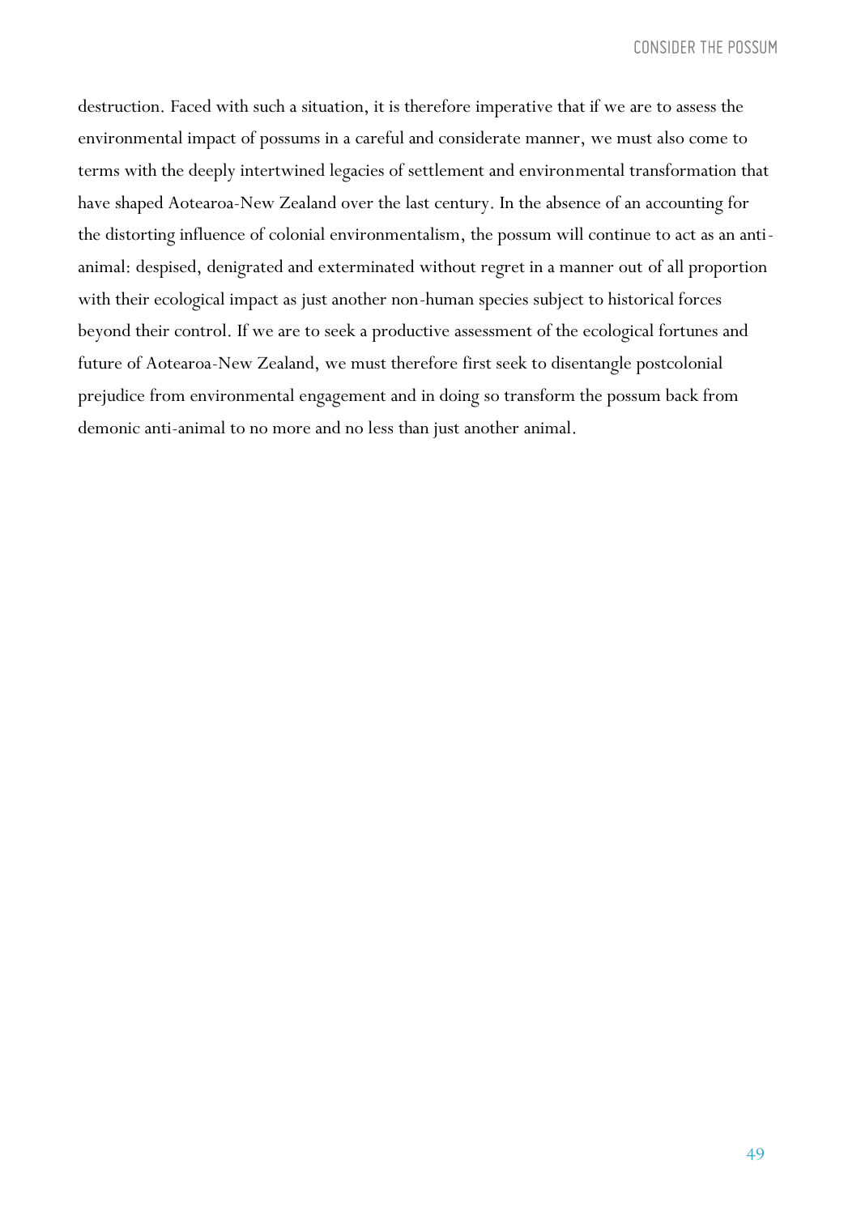destruction. Faced with such a situation, it is therefore imperative that if we are to assess the environmental impact of possums in a careful and considerate manner, we must also come to terms with the deeply intertwined legacies of settlement and environmental transformation that have shaped Aotearoa-New Zealand over the last century. In the absence of an accounting for the distorting influence of colonial environmentalism, the possum will continue to act as an anti-animal: despised, denigrated and exterminated without regret in a manner out of all proportion with their ecological impact as just another non-human species subject to historical forces beyond their control. If we are to seek a productive assessment of the ecological fortunes and future of Aotearoa-New Zealand, we must therefore first seek to disentangle postcolonial prejudice from environmental engagement and in doing so transform the possum back from demonic anti-animal to no more and no less than just another animal.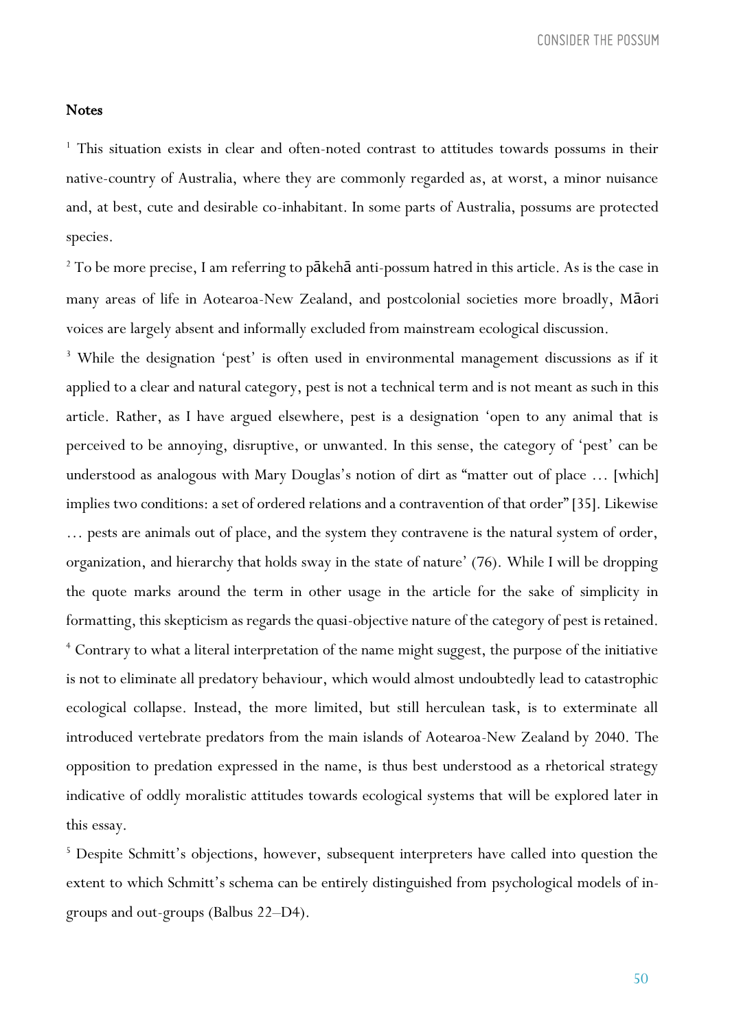## Notes

[1] This situation exists in clear and often-noted contrast to attitudes towards possums in their native-country of Australia, where they are commonly regarded as, at worst, a minor nuisance and, at best, cute and desirable co-inhabitant. In some parts of Australia, possums are protected species.

[2] To be more precise, I am referring to pākehā anti-possum hatred in this article. As is the case in many areas of life in Aotearoa-New Zealand, and postcolonial societies more broadly, Māori voices are largely absent and informally excluded from mainstream ecological discussion.

[3] While the designation 'pest' is often used in environmental management discussions as if it applied to a clear and natural category, pest is not a technical term and is not meant as such in this article. Rather, as I have argued elsewhere, pest is a designation 'open to any animal that is perceived to be annoying, disruptive, or unwanted. In this sense, the category of 'pest' can be understood as analogous with Mary Douglas's notion of dirt as "matter out of place … [which] implies two conditions: a set of ordered relations and a contravention of that order" [35]. Likewise … pests are animals out of place, and the system they contravene is the natural system of order, organization, and hierarchy that holds sway in the state of nature' (76). While I will be dropping the quote marks around the term in other usage in the article for the sake of simplicity in formatting, this skepticism as regards the quasi-objective nature of the category of pest is retained.

[4] Contrary to what a literal interpretation of the name might suggest, the purpose of the initiative is not to eliminate all predatory behaviour, which would almost undoubtedly lead to catastrophic ecological collapse. Instead, the more limited, but still herculean task, is to exterminate all introduced vertebrate predators from the main islands of Aotearoa-New Zealand by 2040. The opposition to predation expressed in the name, is thus best understood as a rhetorical strategy indicative of oddly moralistic attitudes towards ecological systems that will be explored later in this essay.

[5] Despite Schmitt's objections, however, subsequent interpreters have called into question the extent to which Schmitt's schema can be entirely distinguished from psychological models of in-groups and out-groups (Balbus 22–D4).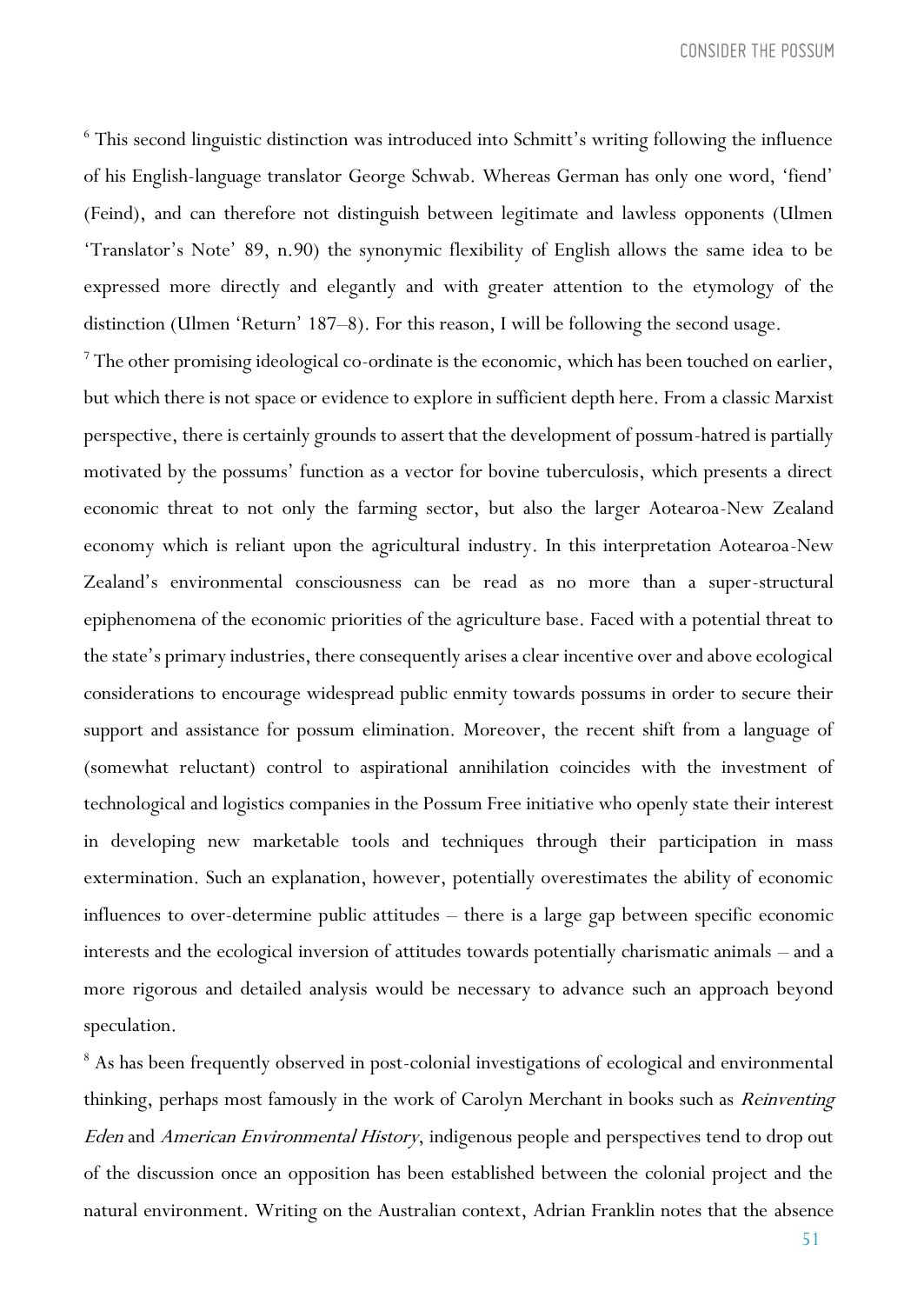[6] This second linguistic distinction was introduced into Schmitt's writing following the influence of his English-language translator George Schwab. Whereas German has only one word, 'fiend' (Feind), and can therefore not distinguish between legitimate and lawless opponents (Ulmen 'Translator's Note' 89, n.90) the synonymic flexibility of English allows the same idea to be expressed more directly and elegantly and with greater attention to the etymology of the distinction (Ulmen 'Return' 187–8). For this reason, I will be following the second usage.

[7] The other promising ideological co-ordinate is the economic, which has been touched on earlier, but which there is not space or evidence to explore in sufficient depth here. From a classic Marxist perspective, there is certainly grounds to assert that the development of possum-hatred is partially motivated by the possums' function as a vector for bovine tuberculosis, which presents a direct economic threat to not only the farming sector, but also the larger Aotearoa-New Zealand economy which is reliant upon the agricultural industry. In this interpretation Aotearoa-New Zealand's environmental consciousness can be read as no more than a super-structural epiphenomena of the economic priorities of the agriculture base. Faced with a potential threat to the state's primary industries, there consequently arises a clear incentive over and above ecological considerations to encourage widespread public enmity towards possums in order to secure their support and assistance for possum elimination. Moreover, the recent shift from a language of (somewhat reluctant) control to aspirational annihilation coincides with the investment of technological and logistics companies in the Possum Free initiative who openly state their interest in developing new marketable tools and techniques through their participation in mass extermination. Such an explanation, however, potentially overestimates the ability of economic influences to over-determine public attitudes – there is a large gap between specific economic interests and the ecological inversion of attitudes towards potentially charismatic animals – and a more rigorous and detailed analysis would be necessary to advance such an approach beyond speculation.

[8] As has been frequently observed in post-colonial investigations of ecological and environmental thinking, perhaps most famously in the work of Carolyn Merchant in books such as *Reinventing Eden* and *American Environmental History*, indigenous people and perspectives tend to drop out of the discussion once an opposition has been established between the colonial project and the natural environment. Writing on the Australian context, Adrian Franklin notes that the absence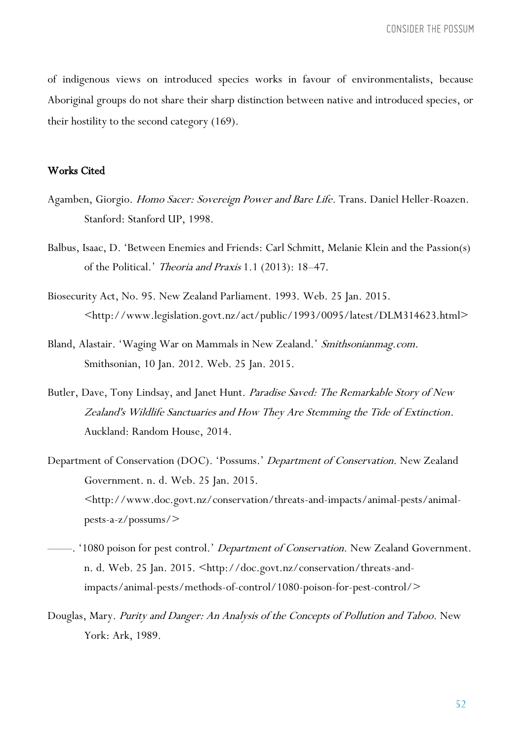of indigenous views on introduced species works in favour of environmentalists, because Aboriginal groups do not share their sharp distinction between native and introduced species, or their hostility to the second category (169).

## Works Cited

Agamben, Giorgio. *Homo Sacer: Sovereign Power and Bare Life*. Trans. Daniel Heller-Roazen. Stanford: Stanford UP, 1998.

Balbus, Isaac, D. 'Between Enemies and Friends: Carl Schmitt, Melanie Klein and the Passion(s) of the Political.' *Theoria and Praxis* 1.1 (2013): 18–47.

Biosecurity Act, No. 95. New Zealand Parliament. 1993. Web. 25 Jan. 2015. <http://www.legislation.govt.nz/act/public/1993/0095/latest/DLM314623.html>

Bland, Alastair. 'Waging War on Mammals in New Zealand.' *Smithsonianmag.com*. Smithsonian, 10 Jan. 2012. Web. 25 Jan. 2015.

Butler, Dave, Tony Lindsay, and Janet Hunt. *Paradise Saved: The Remarkable Story of New Zealand's Wildlife Sanctuaries and How They Are Stemming the Tide of Extinction*. Auckland: Random House, 2014.

Department of Conservation (DOC). 'Possums.' *Department of Conservation*. New Zealand Government. n. d. Web. 25 Jan. 2015. <http://www.doc.govt.nz/conservation/threats-and-impacts/animal-pests/animal-pests-a-z/possums/>

——. '1080 poison for pest control.' *Department of Conservation*. New Zealand Government. n. d. Web. 25 Jan. 2015. <http://doc.govt.nz/conservation/threats-and-impacts/animal-pests/methods-of-control/1080-poison-for-pest-control/>

Douglas, Mary. *Purity and Danger: An Analysis of the Concepts of Pollution and Taboo*. New York: Ark, 1989.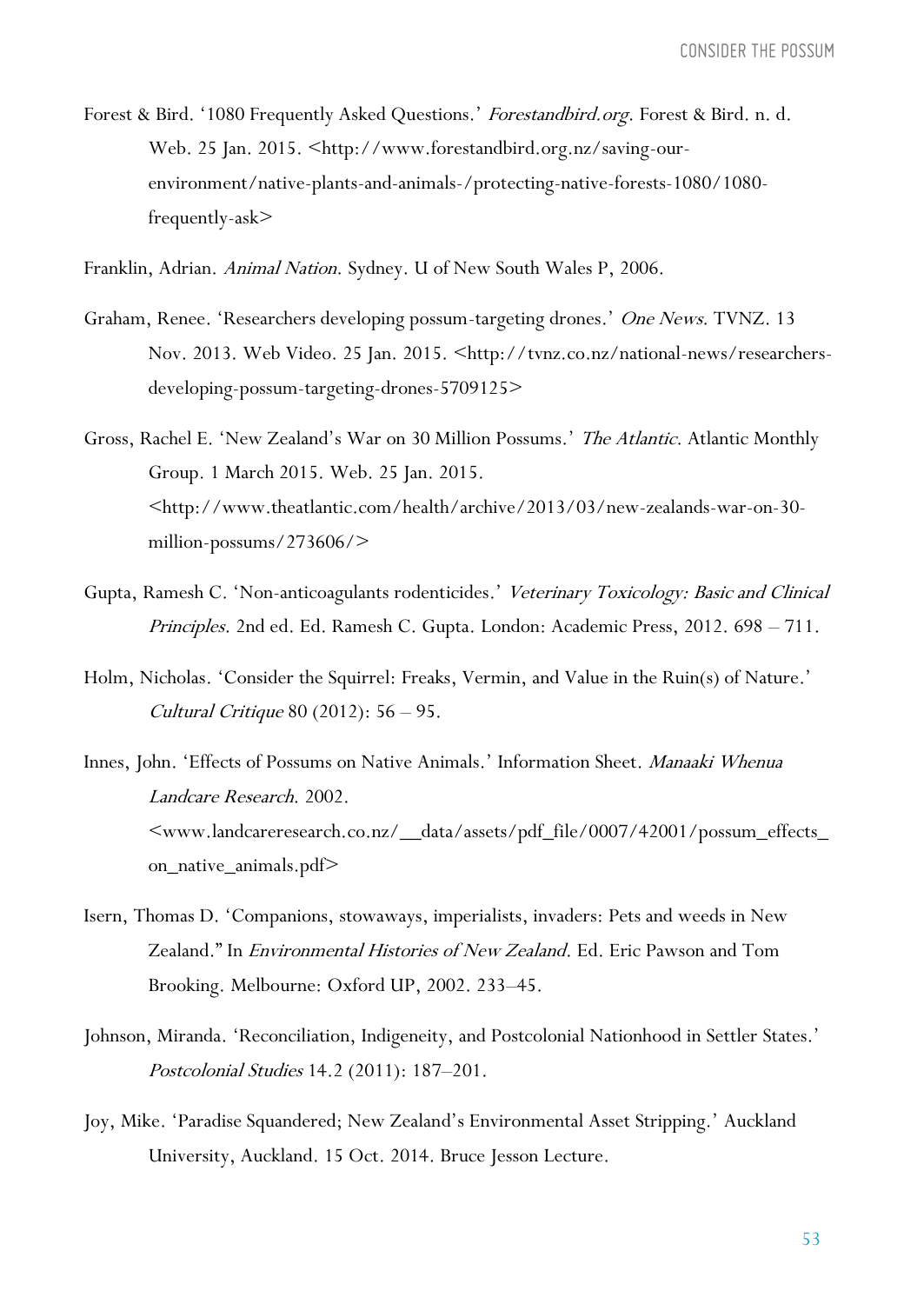Forest & Bird. '1080 Frequently Asked Questions.' *Forestandbird.org*. Forest & Bird. n. d. Web. 25 Jan. 2015. <http://www.forestandbird.org.nz/saving-our-environment/native-plants-and-animals-/protecting-native-forests-1080/1080-frequently-ask>

Franklin, Adrian. *Animal Nation*. Sydney. U of New South Wales P, 2006.

Graham, Renee. 'Researchers developing possum-targeting drones.' *One News*. TVNZ. 13 Nov. 2013. Web Video. 25 Jan. 2015. <http://tvnz.co.nz/national-news/researchers-developing-possum-targeting-drones-5709125>

Gross, Rachel E. 'New Zealand's War on 30 Million Possums.' *The Atlantic*. Atlantic Monthly Group. 1 March 2015. Web. 25 Jan. 2015. <http://www.theatlantic.com/health/archive/2013/03/new-zealands-war-on-30-million-possums/273606/>

Gupta, Ramesh C. 'Non-anticoagulants rodenticides.' *Veterinary Toxicology: Basic and Clinical Principles*. 2nd ed. Ed. Ramesh C. Gupta. London: Academic Press, 2012. 698 – 711.

Holm, Nicholas. 'Consider the Squirrel: Freaks, Vermin, and Value in the Ruin(s) of Nature.' *Cultural Critique* 80 (2012): 56 – 95.

Innes, John. 'Effects of Possums on Native Animals.' Information Sheet. *Manaaki Whenua Landcare Research*. 2002. <www.landcareresearch.co.nz/__data/assets/pdf_file/0007/42001/possum_effects_on_native_animals.pdf>

Isern, Thomas D. 'Companions, stowaways, imperialists, invaders: Pets and weeds in New Zealand." In *Environmental Histories of New Zealand*. Ed. Eric Pawson and Tom Brooking. Melbourne: Oxford UP, 2002. 233–45.

Johnson, Miranda. 'Reconciliation, Indigeneity, and Postcolonial Nationhood in Settler States.' *Postcolonial Studies* 14.2 (2011): 187–201.

Joy, Mike. 'Paradise Squandered; New Zealand's Environmental Asset Stripping.' Auckland University, Auckland. 15 Oct. 2014. Bruce Jesson Lecture.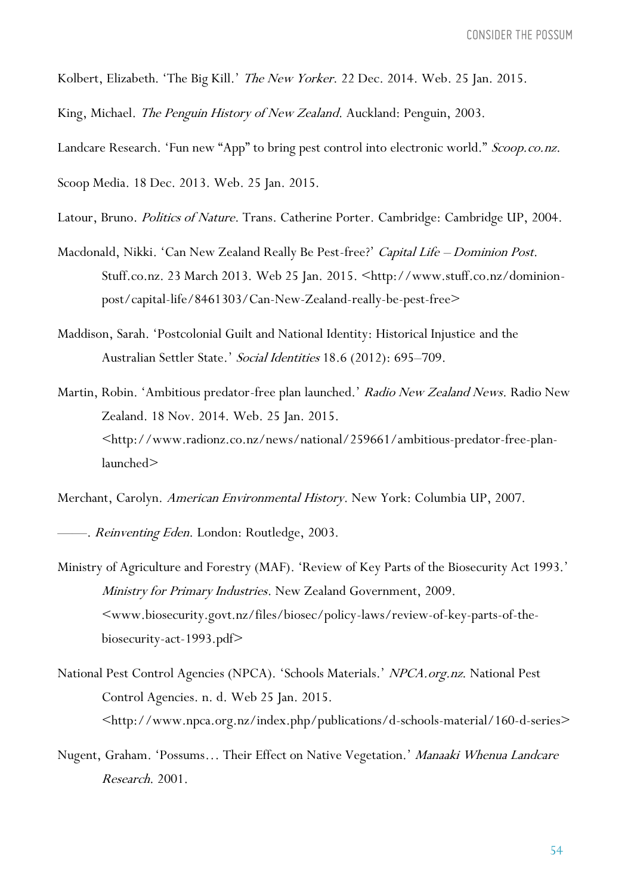Kolbert, Elizabeth. 'The Big Kill.' *The New Yorker*. 22 Dec. 2014. Web. 25 Jan. 2015.

King, Michael. *The Penguin History of New Zealand*. Auckland: Penguin, 2003.

Landcare Research. 'Fun new "App" to bring pest control into electronic world." *Scoop.co.nz*.

Scoop Media. 18 Dec. 2013. Web. 25 Jan. 2015.

Latour, Bruno. *Politics of Nature*. Trans. Catherine Porter. Cambridge: Cambridge UP, 2004.

Macdonald, Nikki. 'Can New Zealand Really Be Pest-free?' *Capital Life – Dominion Post*. Stuff.co.nz. 23 March 2013. Web 25 Jan. 2015. <http://www.stuff.co.nz/dominion-post/capital-life/8461303/Can-New-Zealand-really-be-pest-free>

Maddison, Sarah. 'Postcolonial Guilt and National Identity: Historical Injustice and the Australian Settler State.' *Social Identities* 18.6 (2012): 695–709.

Martin, Robin. 'Ambitious predator-free plan launched.' *Radio New Zealand News*. Radio New Zealand. 18 Nov. 2014. Web. 25 Jan. 2015. <http://www.radionz.co.nz/news/national/259661/ambitious-predator-free-plan-launched>

Merchant, Carolyn. *American Environmental History*. New York: Columbia UP, 2007.

——. *Reinventing Eden*. London: Routledge, 2003.

Ministry of Agriculture and Forestry (MAF). 'Review of Key Parts of the Biosecurity Act 1993.' *Ministry for Primary Industries*. New Zealand Government, 2009. <www.biosecurity.govt.nz/files/biosec/policy-laws/review-of-key-parts-of-the-biosecurity-act-1993.pdf>

National Pest Control Agencies (NPCA). 'Schools Materials.' *NPCA.org.nz*. National Pest Control Agencies. n. d. Web 25 Jan. 2015. <http://www.npca.org.nz/index.php/publications/d-schools-material/160-d-series>

Nugent, Graham. 'Possums… Their Effect on Native Vegetation.' *Manaaki Whenua Landcare Research*. 2001.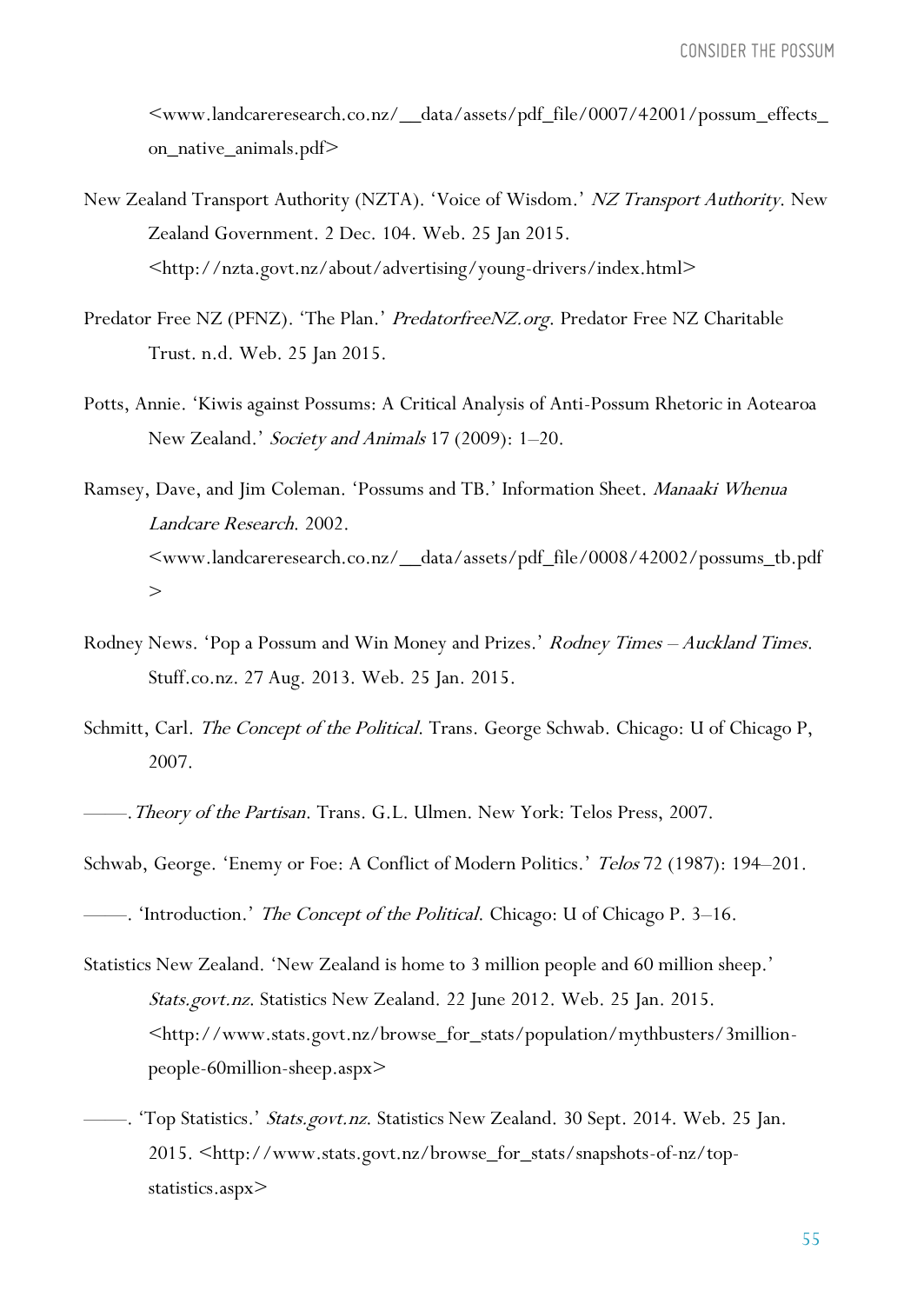<www.landcareresearch.co.nz/__data/assets/pdf_file/0007/42001/possum_effects_on_native_animals.pdf>

New Zealand Transport Authority (NZTA). 'Voice of Wisdom.' *NZ Transport Authority*. New Zealand Government. 2 Dec. 104. Web. 25 Jan 2015. <http://nzta.govt.nz/about/advertising/young-drivers/index.html>

Predator Free NZ (PFNZ). 'The Plan.' *PredatorfreeNZ.org*. Predator Free NZ Charitable Trust. n.d. Web. 25 Jan 2015.

Potts, Annie. 'Kiwis against Possums: A Critical Analysis of Anti-Possum Rhetoric in Aotearoa New Zealand.' *Society and Animals* 17 (2009): 1–20.

Ramsey, Dave, and Jim Coleman. 'Possums and TB.' Information Sheet. *Manaaki Whenua Landcare Research*. 2002. <www.landcareresearch.co.nz/__data/assets/pdf_file/0008/42002/possums_tb.pdf>

Rodney News. 'Pop a Possum and Win Money and Prizes.' *Rodney Times – Auckland Times*. Stuff.co.nz. 27 Aug. 2013. Web. 25 Jan. 2015.

Schmitt, Carl. *The Concept of the Political*. Trans. George Schwab. Chicago: U of Chicago P, 2007.

——. *Theory of the Partisan*. Trans. G.L. Ulmen. New York: Telos Press, 2007.

Schwab, George. 'Enemy or Foe: A Conflict of Modern Politics.' *Telos* 72 (1987): 194–201.

——. 'Introduction.' *The Concept of the Political*. Chicago: U of Chicago P. 3–16.

Statistics New Zealand. 'New Zealand is home to 3 million people and 60 million sheep.' *Stats.govt.nz*. Statistics New Zealand. 22 June 2012. Web. 25 Jan. 2015. <http://www.stats.govt.nz/browse_for_stats/population/mythbusters/3million-people-60million-sheep.aspx>

——. 'Top Statistics.' *Stats.govt.nz*. Statistics New Zealand. 30 Sept. 2014. Web. 25 Jan. 2015. <http://www.stats.govt.nz/browse_for_stats/snapshots-of-nz/top-statistics.aspx>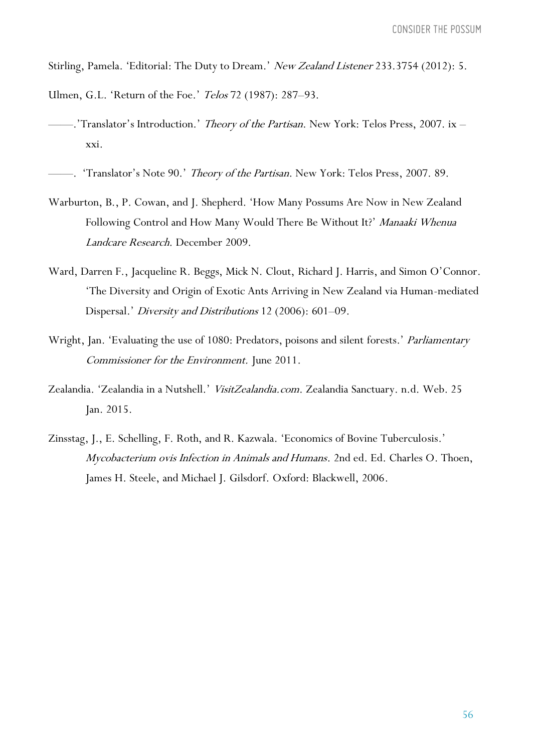Stirling, Pamela. 'Editorial: The Duty to Dream.' *New Zealand Listener* 233.3754 (2012): 5.

Ulmen, G.L. 'Return of the Foe.' *Telos* 72 (1987): 287–93.

——.'Translator's Introduction.' *Theory of the Partisan*. New York: Telos Press, 2007. ix – xxi.

——. 'Translator's Note 90.' *Theory of the Partisan*. New York: Telos Press, 2007. 89.

Warburton, B., P. Cowan, and J. Shepherd. 'How Many Possums Are Now in New Zealand Following Control and How Many Would There Be Without It?' *Manaaki Whenua Landcare Research*. December 2009.

Ward, Darren F., Jacqueline R. Beggs, Mick N. Clout, Richard J. Harris, and Simon O'Connor. 'The Diversity and Origin of Exotic Ants Arriving in New Zealand via Human-mediated Dispersal.' *Diversity and Distributions* 12 (2006): 601–09.

Wright, Jan. 'Evaluating the use of 1080: Predators, poisons and silent forests.' *Parliamentary Commissioner for the Environment*. June 2011.

Zealandia. 'Zealandia in a Nutshell.' *VisitZealandia.com*. Zealandia Sanctuary. n.d. Web. 25 Jan. 2015.

Zinsstag, J., E. Schelling, F. Roth, and R. Kazwala. 'Economics of Bovine Tuberculosis.' *Mycobacterium ovis Infection in Animals and Humans*. 2nd ed. Ed. Charles O. Thoen, James H. Steele, and Michael J. Gilsdorf. Oxford: Blackwell, 2006.